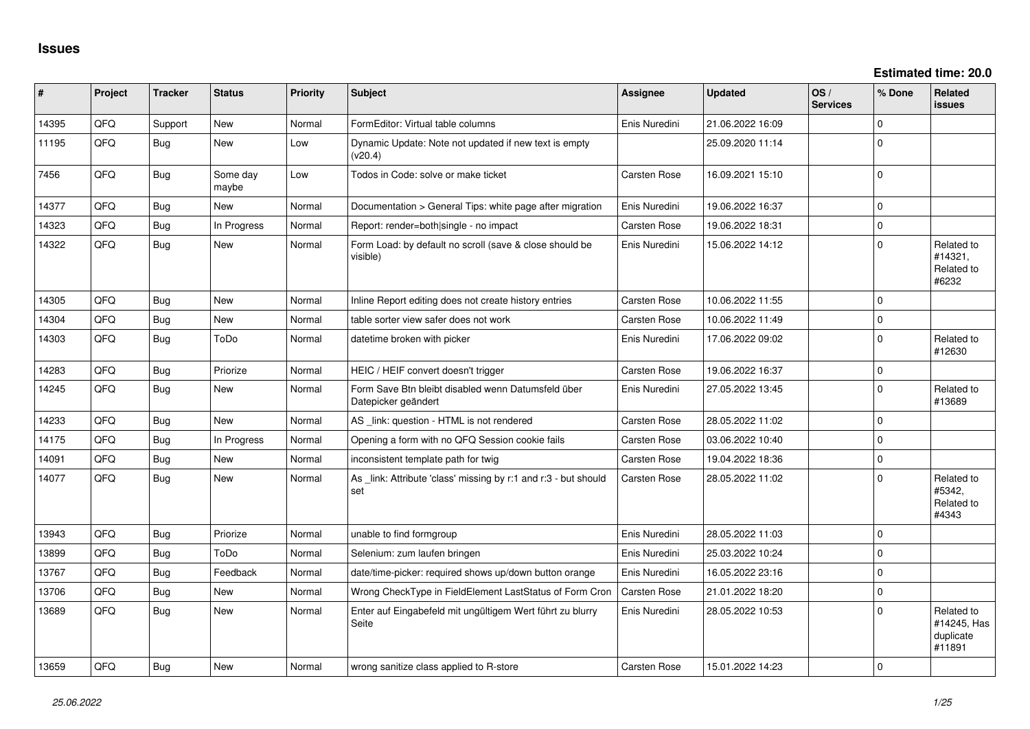# Issues

**Estimated time: 20.0**

| # | Project | Tracker | Status | Priority | Subject | Assignee | Updated | OS / Services | % Done | Related issues |
|---|---|---|---|---|---|---|---|---|---|---|
| 14395 | QFQ | Support | New | Normal | FormEditor: Virtual table columns | Enis Nuredini | 21.06.2022 16:09 | | 0 | |
| 11195 | QFQ | Bug | New | Low | Dynamic Update: Note not updated if new text is empty (v20.4) | | 25.09.2020 11:14 | | 0 | |
| 7456 | QFQ | Bug | Some day maybe | Low | Todos in Code: solve or make ticket | Carsten Rose | 16.09.2021 15:10 | | 0 | |
| 14377 | QFQ | Bug | New | Normal | Documentation > General Tips: white page after migration | Enis Nuredini | 19.06.2022 16:37 | | 0 | |
| 14323 | QFQ | Bug | In Progress | Normal | Report: render=both\|single - no impact | Carsten Rose | 19.06.2022 18:31 | | 0 | |
| 14322 | QFQ | Bug | New | Normal | Form Load: by default no scroll (save & close should be visible) | Enis Nuredini | 15.06.2022 14:12 | | 0 | Related to #14321, Related to #6232 |
| 14305 | QFQ | Bug | New | Normal | Inline Report editing does not create history entries | Carsten Rose | 10.06.2022 11:55 | | 0 | |
| 14304 | QFQ | Bug | New | Normal | table sorter view safer does not work | Carsten Rose | 10.06.2022 11:49 | | 0 | |
| 14303 | QFQ | Bug | ToDo | Normal | datetime broken with picker | Enis Nuredini | 17.06.2022 09:02 | | 0 | Related to #12630 |
| 14283 | QFQ | Bug | Priorize | Normal | HEIC / HEIF convert doesn't trigger | Carsten Rose | 19.06.2022 16:37 | | 0 | |
| 14245 | QFQ | Bug | New | Normal | Form Save Btn bleibt disabled wenn Datumsfeld über Datepicker geändert | Enis Nuredini | 27.05.2022 13:45 | | 0 | Related to #13689 |
| 14233 | QFQ | Bug | New | Normal | AS _link: question - HTML is not rendered | Carsten Rose | 28.05.2022 11:02 | | 0 | |
| 14175 | QFQ | Bug | In Progress | Normal | Opening a form with no QFQ Session cookie fails | Carsten Rose | 03.06.2022 10:40 | | 0 | |
| 14091 | QFQ | Bug | New | Normal | inconsistent template path for twig | Carsten Rose | 19.04.2022 18:36 | | 0 | |
| 14077 | QFQ | Bug | New | Normal | As _link: Attribute 'class' missing by r:1 and r:3 - but should set | Carsten Rose | 28.05.2022 11:02 | | 0 | Related to #5342, Related to #4343 |
| 13943 | QFQ | Bug | Priorize | Normal | unable to find formgroup | Enis Nuredini | 28.05.2022 11:03 | | 0 | |
| 13899 | QFQ | Bug | ToDo | Normal | Selenium: zum laufen bringen | Enis Nuredini | 25.03.2022 10:24 | | 0 | |
| 13767 | QFQ | Bug | Feedback | Normal | date/time-picker: required shows up/down button orange | Enis Nuredini | 16.05.2022 23:16 | | 0 | |
| 13706 | QFQ | Bug | New | Normal | Wrong CheckType in FieldElement LastStatus of Form Cron | Carsten Rose | 21.01.2022 18:20 | | 0 | |
| 13689 | QFQ | Bug | New | Normal | Enter auf Eingabefeld mit ungültigem Wert führt zu blurry Seite | Enis Nuredini | 28.05.2022 10:53 | | 0 | Related to #14245, Has duplicate #11891 |
| 13659 | QFQ | Bug | New | Normal | wrong sanitize class applied to R-store | Carsten Rose | 15.01.2022 14:23 | | 0 | |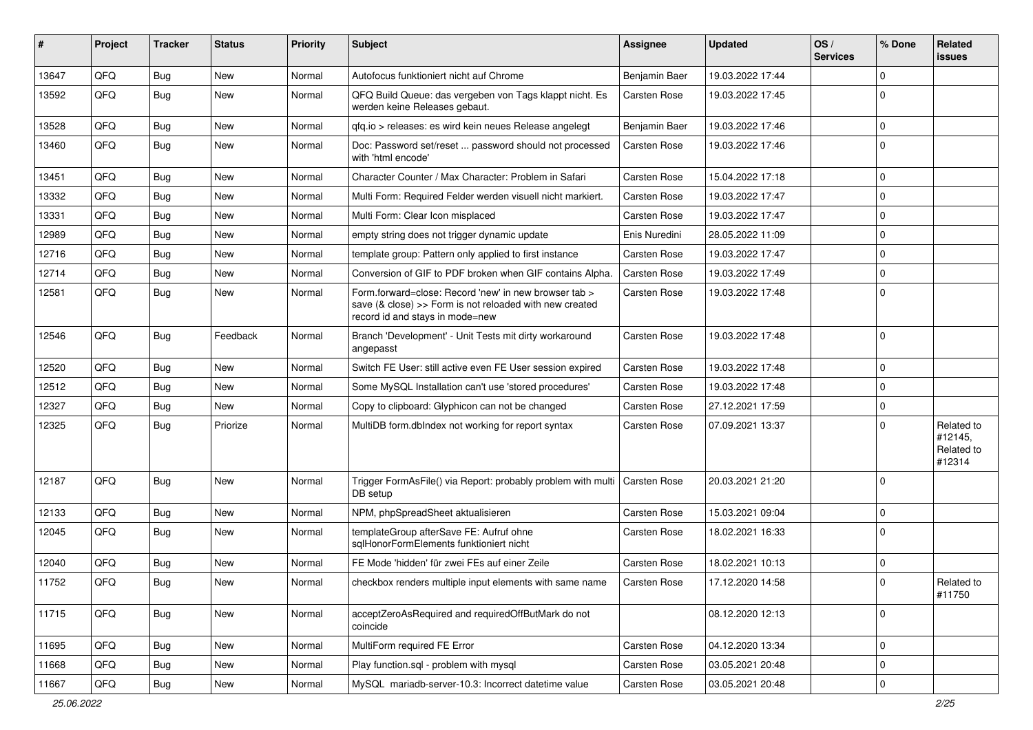| # | Project | Tracker | Status | Priority | Subject | Assignee | Updated | OS / Services | % Done | Related issues |
|---|---|---|---|---|---|---|---|---|---|---|
| 13647 | QFQ | Bug | New | Normal | Autofocus funktioniert nicht auf Chrome | Benjamin Baer | 19.03.2022 17:44 | | 0 | |
| 13592 | QFQ | Bug | New | Normal | QFQ Build Queue: das vergeben von Tags klappt nicht. Es werden keine Releases gebaut. | Carsten Rose | 19.03.2022 17:45 | | 0 | |
| 13528 | QFQ | Bug | New | Normal | qfq.io > releases: es wird kein neues Release angelegt | Benjamin Baer | 19.03.2022 17:46 | | 0 | |
| 13460 | QFQ | Bug | New | Normal | Doc: Password set/reset ... password should not processed with 'html encode' | Carsten Rose | 19.03.2022 17:46 | | 0 | |
| 13451 | QFQ | Bug | New | Normal | Character Counter / Max Character: Problem in Safari | Carsten Rose | 15.04.2022 17:18 | | 0 | |
| 13332 | QFQ | Bug | New | Normal | Multi Form: Required Felder werden visuell nicht markiert. | Carsten Rose | 19.03.2022 17:47 | | 0 | |
| 13331 | QFQ | Bug | New | Normal | Multi Form: Clear Icon misplaced | Carsten Rose | 19.03.2022 17:47 | | 0 | |
| 12989 | QFQ | Bug | New | Normal | empty string does not trigger dynamic update | Enis Nuredini | 28.05.2022 11:09 | | 0 | |
| 12716 | QFQ | Bug | New | Normal | template group: Pattern only applied to first instance | Carsten Rose | 19.03.2022 17:47 | | 0 | |
| 12714 | QFQ | Bug | New | Normal | Conversion of GIF to PDF broken when GIF contains Alpha. | Carsten Rose | 19.03.2022 17:49 | | 0 | |
| 12581 | QFQ | Bug | New | Normal | Form.forward=close: Record 'new' in new browser tab > save (& close) >> Form is not reloaded with new created record id and stays in mode=new | Carsten Rose | 19.03.2022 17:48 | | 0 | |
| 12546 | QFQ | Bug | Feedback | Normal | Branch 'Development' - Unit Tests mit dirty workaround angepasst | Carsten Rose | 19.03.2022 17:48 | | 0 | |
| 12520 | QFQ | Bug | New | Normal | Switch FE User: still active even FE User session expired | Carsten Rose | 19.03.2022 17:48 | | 0 | |
| 12512 | QFQ | Bug | New | Normal | Some MySQL Installation can't use 'stored procedures' | Carsten Rose | 19.03.2022 17:48 | | 0 | |
| 12327 | QFQ | Bug | New | Normal | Copy to clipboard: Glyphicon can not be changed | Carsten Rose | 27.12.2021 17:59 | | 0 | |
| 12325 | QFQ | Bug | Priorize | Normal | MultiDB form.dbIndex not working for report syntax | Carsten Rose | 07.09.2021 13:37 | | 0 | Related to #12145, Related to #12314 |
| 12187 | QFQ | Bug | New | Normal | Trigger FormAsFile() via Report: probably problem with multi DB setup | Carsten Rose | 20.03.2021 21:20 | | 0 | |
| 12133 | QFQ | Bug | New | Normal | NPM, phpSpreadSheet aktualisieren | Carsten Rose | 15.03.2021 09:04 | | 0 | |
| 12045 | QFQ | Bug | New | Normal | templateGroup afterSave FE: Aufruf ohne sqlHonorFormElements funktioniert nicht | Carsten Rose | 18.02.2021 16:33 | | 0 | |
| 12040 | QFQ | Bug | New | Normal | FE Mode 'hidden' für zwei FEs auf einer Zeile | Carsten Rose | 18.02.2021 10:13 | | 0 | |
| 11752 | QFQ | Bug | New | Normal | checkbox renders multiple input elements with same name | Carsten Rose | 17.12.2020 14:58 | | 0 | Related to #11750 |
| 11715 | QFQ | Bug | New | Normal | acceptZeroAsRequired and requiredOffButMark do not coincide | | 08.12.2020 12:13 | | 0 | |
| 11695 | QFQ | Bug | New | Normal | MultiForm required FE Error | Carsten Rose | 04.12.2020 13:34 | | 0 | |
| 11668 | QFQ | Bug | New | Normal | Play function.sql - problem with mysql | Carsten Rose | 03.05.2021 20:48 | | 0 | |
| 11667 | QFQ | Bug | New | Normal | MySQL mariadb-server-10.3: Incorrect datetime value | Carsten Rose | 03.05.2021 20:48 | | 0 | |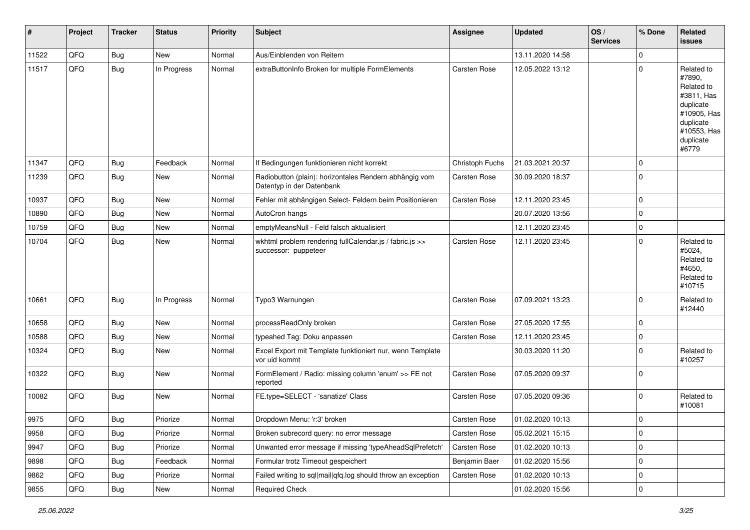| # | Project | Tracker | Status | Priority | Subject | Assignee | Updated | OS / Services | % Done | Related issues |
|---|---|---|---|---|---|---|---|---|---|---|
| 11522 | QFQ | Bug | New | Normal | Aus/Einblenden von Reitern | | 13.11.2020 14:58 | | 0 | |
| 11517 | QFQ | Bug | In Progress | Normal | extraButtonInfo Broken for multiple FormElements | Carsten Rose | 12.05.2022 13:12 | | 0 | Related to #7890, Related to #3811, Has duplicate #10905, Has duplicate #10553, Has duplicate #6779 |
| 11347 | QFQ | Bug | Feedback | Normal | If Bedingungen funktionieren nicht korrekt | Christoph Fuchs | 21.03.2021 20:37 | | 0 | |
| 11239 | QFQ | Bug | New | Normal | Radiobutton (plain): horizontales Rendern abhängig vom Datentyp in der Datenbank | Carsten Rose | 30.09.2020 18:37 | | 0 | |
| 10937 | QFQ | Bug | New | Normal | Fehler mit abhängigen Select- Feldern beim Positionieren | Carsten Rose | 12.11.2020 23:45 | | 0 | |
| 10890 | QFQ | Bug | New | Normal | AutoCron hangs | | 20.07.2020 13:56 | | 0 | |
| 10759 | QFQ | Bug | New | Normal | emptyMeansNull - Feld falsch aktualisiert | | 12.11.2020 23:45 | | 0 | |
| 10704 | QFQ | Bug | New | Normal | wkhtml problem rendering fullCalendar.js / fabric.js >> successor: puppeteer | Carsten Rose | 12.11.2020 23:45 | | 0 | Related to #5024, Related to #4650, Related to #10715 |
| 10661 | QFQ | Bug | In Progress | Normal | Typo3 Warnungen | Carsten Rose | 07.09.2021 13:23 | | 0 | Related to #12440 |
| 10658 | QFQ | Bug | New | Normal | processReadOnly broken | Carsten Rose | 27.05.2020 17:55 | | 0 | |
| 10588 | QFQ | Bug | New | Normal | typeahed Tag: Doku anpassen | Carsten Rose | 12.11.2020 23:45 | | 0 | |
| 10324 | QFQ | Bug | New | Normal | Excel Export mit Template funktioniert nur, wenn Template vor uid kommt | | 30.03.2020 11:20 | | 0 | Related to #10257 |
| 10322 | QFQ | Bug | New | Normal | FormElement / Radio: missing column 'enum' >> FE not reported | Carsten Rose | 07.05.2020 09:37 | | 0 | |
| 10082 | QFQ | Bug | New | Normal | FE.type=SELECT - 'sanatize' Class | Carsten Rose | 07.05.2020 09:36 | | 0 | Related to #10081 |
| 9975 | QFQ | Bug | Priorize | Normal | Dropdown Menu: 'r:3' broken | Carsten Rose | 01.02.2020 10:13 | | 0 | |
| 9958 | QFQ | Bug | Priorize | Normal | Broken subrecord query: no error message | Carsten Rose | 05.02.2021 15:15 | | 0 | |
| 9947 | QFQ | Bug | Priorize | Normal | Unwanted error message if missing 'typeAheadSqlPrefetch' | Carsten Rose | 01.02.2020 10:13 | | 0 | |
| 9898 | QFQ | Bug | Feedback | Normal | Formular trotz Timeout gespeichert | Benjamin Baer | 01.02.2020 15:56 | | 0 | |
| 9862 | QFQ | Bug | Priorize | Normal | Failed writing to sql\|mail\|qfq.log should throw an exception | Carsten Rose | 01.02.2020 10:13 | | 0 | |
| 9855 | QFQ | Bug | New | Normal | Required Check | | 01.02.2020 15:56 | | 0 | |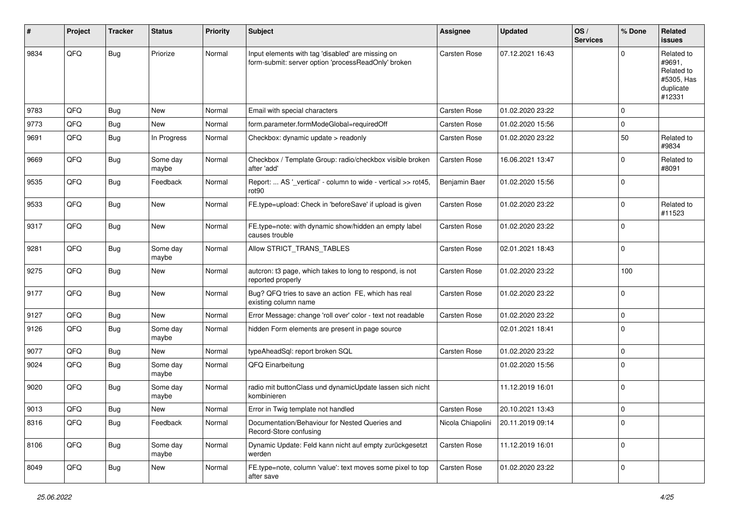| # | Project | Tracker | Status | Priority | Subject | Assignee | Updated | OS / Services | % Done | Related issues |
|---|---|---|---|---|---|---|---|---|---|---|
| 9834 | QFQ | Bug | Priorize | Normal | Input elements with tag 'disabled' are missing on form-submit: server option 'processReadOnly' broken | Carsten Rose | 07.12.2021 16:43 | | 0 | Related to #9691, Related to #5305, Has duplicate #12331 |
| 9783 | QFQ | Bug | New | Normal | Email with special characters | Carsten Rose | 01.02.2020 23:22 | | 0 | |
| 9773 | QFQ | Bug | New | Normal | form.parameter.formModeGlobal=requiredOff | Carsten Rose | 01.02.2020 15:56 | | 0 | |
| 9691 | QFQ | Bug | In Progress | Normal | Checkbox: dynamic update > readonly | Carsten Rose | 01.02.2020 23:22 | | 50 | Related to #9834 |
| 9669 | QFQ | Bug | Some day maybe | Normal | Checkbox / Template Group: radio/checkbox visible broken after 'add' | Carsten Rose | 16.06.2021 13:47 | | 0 | Related to #8091 |
| 9535 | QFQ | Bug | Feedback | Normal | Report: ... AS '_vertical' - column to wide - vertical >> rot45, rot90 | Benjamin Baer | 01.02.2020 15:56 | | 0 | |
| 9533 | QFQ | Bug | New | Normal | FE.type=upload: Check in 'beforeSave' if upload is given | Carsten Rose | 01.02.2020 23:22 | | 0 | Related to #11523 |
| 9317 | QFQ | Bug | New | Normal | FE.type=note: with dynamic show/hidden an empty label causes trouble | Carsten Rose | 01.02.2020 23:22 | | 0 | |
| 9281 | QFQ | Bug | Some day maybe | Normal | Allow STRICT_TRANS_TABLES | Carsten Rose | 02.01.2021 18:43 | | 0 | |
| 9275 | QFQ | Bug | New | Normal | autcron: t3 page, which takes to long to respond, is not reported properly | Carsten Rose | 01.02.2020 23:22 | | 100 | |
| 9177 | QFQ | Bug | New | Normal | Bug? QFQ tries to save an action FE, which has real existing column name | Carsten Rose | 01.02.2020 23:22 | | 0 | |
| 9127 | QFQ | Bug | New | Normal | Error Message: change 'roll over' color - text not readable | Carsten Rose | 01.02.2020 23:22 | | 0 | |
| 9126 | QFQ | Bug | Some day maybe | Normal | hidden Form elements are present in page source | | 02.01.2021 18:41 | | 0 | |
| 9077 | QFQ | Bug | New | Normal | typeAheadSql: report broken SQL | Carsten Rose | 01.02.2020 23:22 | | 0 | |
| 9024 | QFQ | Bug | Some day maybe | Normal | QFQ Einarbeitung | | 01.02.2020 15:56 | | 0 | |
| 9020 | QFQ | Bug | Some day maybe | Normal | radio mit buttonClass und dynamicUpdate lassen sich nicht kombinieren | | 11.12.2019 16:01 | | 0 | |
| 9013 | QFQ | Bug | New | Normal | Error in Twig template not handled | Carsten Rose | 20.10.2021 13:43 | | 0 | |
| 8316 | QFQ | Bug | Feedback | Normal | Documentation/Behaviour for Nested Queries and Record-Store confusing | Nicola Chiapolini | 20.11.2019 09:14 | | 0 | |
| 8106 | QFQ | Bug | Some day maybe | Normal | Dynamic Update: Feld kann nicht auf empty zurückgesetzt werden | Carsten Rose | 11.12.2019 16:01 | | 0 | |
| 8049 | QFQ | Bug | New | Normal | FE.type=note, column 'value': text moves some pixel to top after save | Carsten Rose | 01.02.2020 23:22 | | 0 | |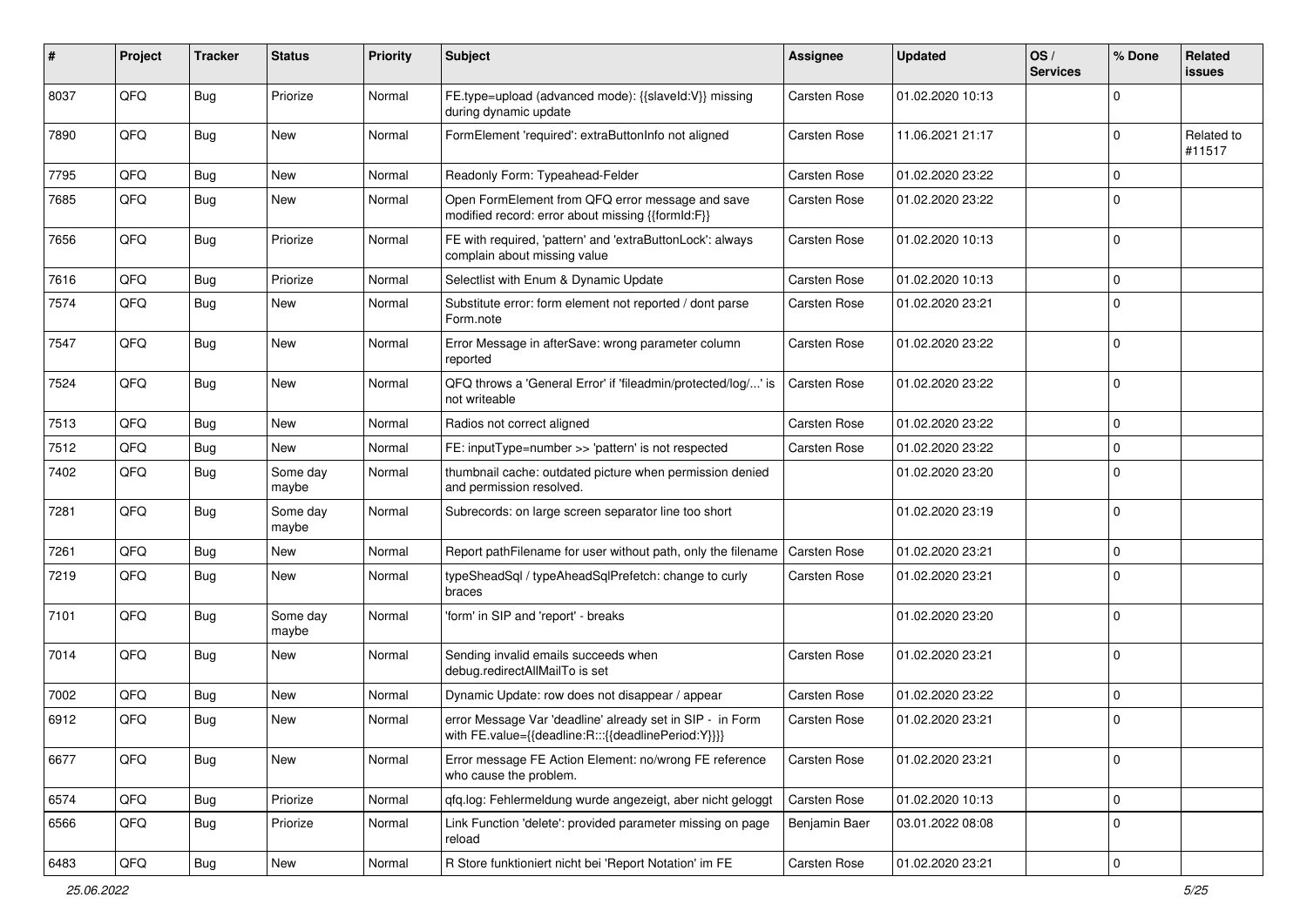| # | Project | Tracker | Status | Priority | Subject | Assignee | Updated | OS / Services | % Done | Related issues |
|---|---|---|---|---|---|---|---|---|---|---|
| 8037 | QFQ | Bug | Priorize | Normal | FE.type=upload (advanced mode): {{slaveId:V}} missing during dynamic update | Carsten Rose | 01.02.2020 10:13 | | 0 | |
| 7890 | QFQ | Bug | New | Normal | FormElement 'required': extraButtonInfo not aligned | Carsten Rose | 11.06.2021 21:17 | | 0 | Related to #11517 |
| 7795 | QFQ | Bug | New | Normal | Readonly Form: Typeahead-Felder | Carsten Rose | 01.02.2020 23:22 | | 0 | |
| 7685 | QFQ | Bug | New | Normal | Open FormElement from QFQ error message and save modified record: error about missing {{formId:F}} | Carsten Rose | 01.02.2020 23:22 | | 0 | |
| 7656 | QFQ | Bug | Priorize | Normal | FE with required, 'pattern' and 'extraButtonLock': always complain about missing value | Carsten Rose | 01.02.2020 10:13 | | 0 | |
| 7616 | QFQ | Bug | Priorize | Normal | Selectlist with Enum & Dynamic Update | Carsten Rose | 01.02.2020 10:13 | | 0 | |
| 7574 | QFQ | Bug | New | Normal | Substitute error: form element not reported / dont parse Form.note | Carsten Rose | 01.02.2020 23:21 | | 0 | |
| 7547 | QFQ | Bug | New | Normal | Error Message in afterSave: wrong parameter column reported | Carsten Rose | 01.02.2020 23:22 | | 0 | |
| 7524 | QFQ | Bug | New | Normal | QFQ throws a 'General Error' if 'fileadmin/protected/log/...' is not writeable | Carsten Rose | 01.02.2020 23:22 | | 0 | |
| 7513 | QFQ | Bug | New | Normal | Radios not correct aligned | Carsten Rose | 01.02.2020 23:22 | | 0 | |
| 7512 | QFQ | Bug | New | Normal | FE: inputType=number >> 'pattern' is not respected | Carsten Rose | 01.02.2020 23:22 | | 0 | |
| 7402 | QFQ | Bug | Some day maybe | Normal | thumbnail cache: outdated picture when permission denied and permission resolved. | | 01.02.2020 23:20 | | 0 | |
| 7281 | QFQ | Bug | Some day maybe | Normal | Subrecords: on large screen separator line too short | | 01.02.2020 23:19 | | 0 | |
| 7261 | QFQ | Bug | New | Normal | Report pathFilename for user without path, only the filename | Carsten Rose | 01.02.2020 23:21 | | 0 | |
| 7219 | QFQ | Bug | New | Normal | typeSheadSql / typeAheadSqlPrefetch: change to curly braces | Carsten Rose | 01.02.2020 23:21 | | 0 | |
| 7101 | QFQ | Bug | Some day maybe | Normal | 'form' in SIP and 'report' - breaks | | 01.02.2020 23:20 | | 0 | |
| 7014 | QFQ | Bug | New | Normal | Sending invalid emails succeeds when debug.redirectAllMailTo is set | Carsten Rose | 01.02.2020 23:21 | | 0 | |
| 7002 | QFQ | Bug | New | Normal | Dynamic Update: row does not disappear / appear | Carsten Rose | 01.02.2020 23:22 | | 0 | |
| 6912 | QFQ | Bug | New | Normal | error Message Var 'deadline' already set in SIP - in Form with FE.value={{deadline:R:::{{deadlinePeriod:Y}}}} | Carsten Rose | 01.02.2020 23:21 | | 0 | |
| 6677 | QFQ | Bug | New | Normal | Error message FE Action Element: no/wrong FE reference who cause the problem. | Carsten Rose | 01.02.2020 23:21 | | 0 | |
| 6574 | QFQ | Bug | Priorize | Normal | qfq.log: Fehlermeldung wurde angezeigt, aber nicht geloggt | Carsten Rose | 01.02.2020 10:13 | | 0 | |
| 6566 | QFQ | Bug | Priorize | Normal | Link Function 'delete': provided parameter missing on page reload | Benjamin Baer | 03.01.2022 08:08 | | 0 | |
| 6483 | QFQ | Bug | New | Normal | R Store funktioniert nicht bei 'Report Notation' im FE | Carsten Rose | 01.02.2020 23:21 | | 0 | |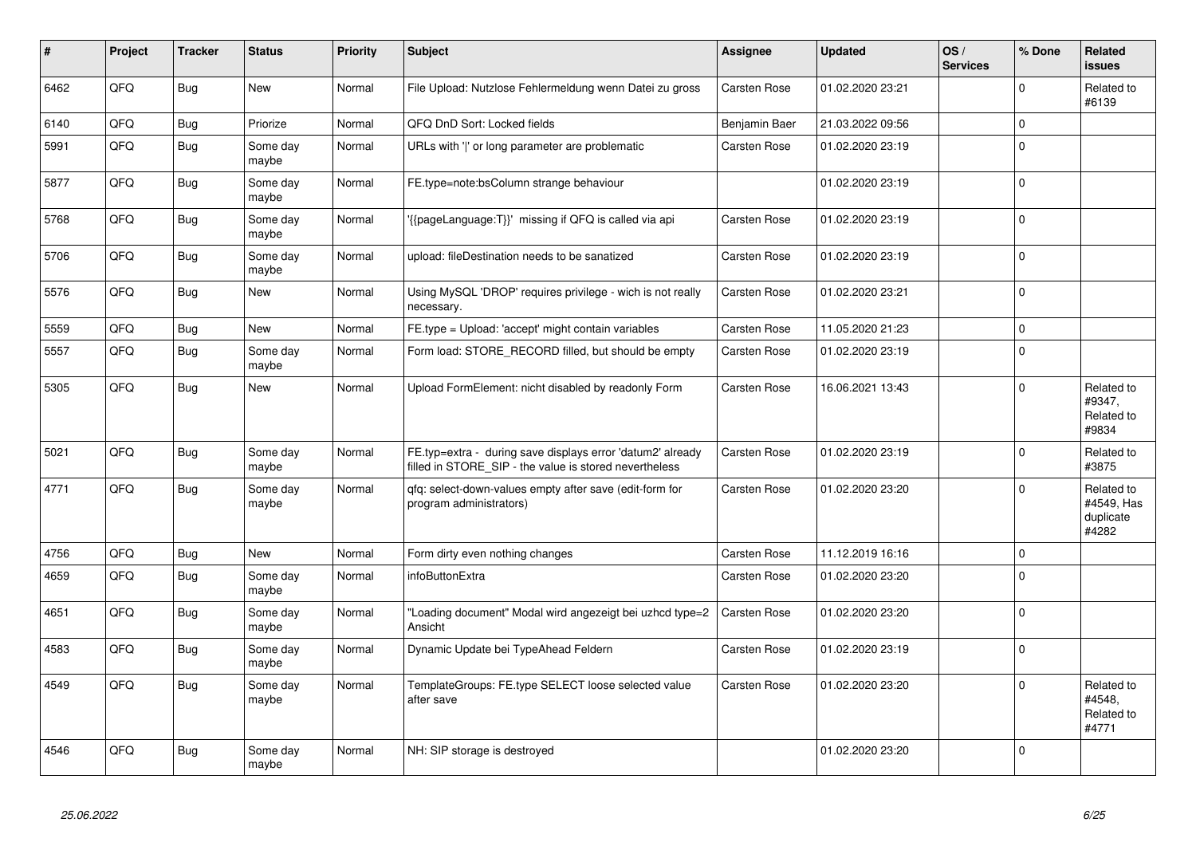| # | Project | Tracker | Status | Priority | Subject | Assignee | Updated | OS / Services | % Done | Related issues |
|---|---|---|---|---|---|---|---|---|---|---|
| 6462 | QFQ | Bug | New | Normal | File Upload: Nutzlose Fehlermeldung wenn Datei zu gross | Carsten Rose | 01.02.2020 23:21 | | 0 | Related to #6139 |
| 6140 | QFQ | Bug | Priorize | Normal | QFQ DnD Sort: Locked fields | Benjamin Baer | 21.03.2022 09:56 | | 0 | |
| 5991 | QFQ | Bug | Some day maybe | Normal | URLs with '\|' or long parameter are problematic | Carsten Rose | 01.02.2020 23:19 | | 0 | |
| 5877 | QFQ | Bug | Some day maybe | Normal | FE.type=note:bsColumn strange behaviour | | 01.02.2020 23:19 | | 0 | |
| 5768 | QFQ | Bug | Some day maybe | Normal | '{{pageLanguage:T}}' missing if QFQ is called via api | Carsten Rose | 01.02.2020 23:19 | | 0 | |
| 5706 | QFQ | Bug | Some day maybe | Normal | upload: fileDestination needs to be sanatized | Carsten Rose | 01.02.2020 23:19 | | 0 | |
| 5576 | QFQ | Bug | New | Normal | Using MySQL 'DROP' requires privilege - wich is not really necessary. | Carsten Rose | 01.02.2020 23:21 | | 0 | |
| 5559 | QFQ | Bug | New | Normal | FE.type = Upload: 'accept' might contain variables | Carsten Rose | 11.05.2020 21:23 | | 0 | |
| 5557 | QFQ | Bug | Some day maybe | Normal | Form load: STORE_RECORD filled, but should be empty | Carsten Rose | 01.02.2020 23:19 | | 0 | |
| 5305 | QFQ | Bug | New | Normal | Upload FormElement: nicht disabled by readonly Form | Carsten Rose | 16.06.2021 13:43 | | 0 | Related to #9347, Related to #9834 |
| 5021 | QFQ | Bug | Some day maybe | Normal | FE.typ=extra - during save displays error 'datum2' already filled in STORE_SIP - the value is stored nevertheless | Carsten Rose | 01.02.2020 23:19 | | 0 | Related to #3875 |
| 4771 | QFQ | Bug | Some day maybe | Normal | qfq: select-down-values empty after save (edit-form for program administrators) | Carsten Rose | 01.02.2020 23:20 | | 0 | Related to #4549, Has duplicate #4282 |
| 4756 | QFQ | Bug | New | Normal | Form dirty even nothing changes | Carsten Rose | 11.12.2019 16:16 | | 0 | |
| 4659 | QFQ | Bug | Some day maybe | Normal | infoButtonExtra | Carsten Rose | 01.02.2020 23:20 | | 0 | |
| 4651 | QFQ | Bug | Some day maybe | Normal | "Loading document" Modal wird angezeigt bei uzhcd type=2 Ansicht | Carsten Rose | 01.02.2020 23:20 | | 0 | |
| 4583 | QFQ | Bug | Some day maybe | Normal | Dynamic Update bei TypeAhead Feldern | Carsten Rose | 01.02.2020 23:19 | | 0 | |
| 4549 | QFQ | Bug | Some day maybe | Normal | TemplateGroups: FE.type SELECT loose selected value after save | Carsten Rose | 01.02.2020 23:20 | | 0 | Related to #4548, Related to #4771 |
| 4546 | QFQ | Bug | Some day maybe | Normal | NH: SIP storage is destroyed | | 01.02.2020 23:20 | | 0 | |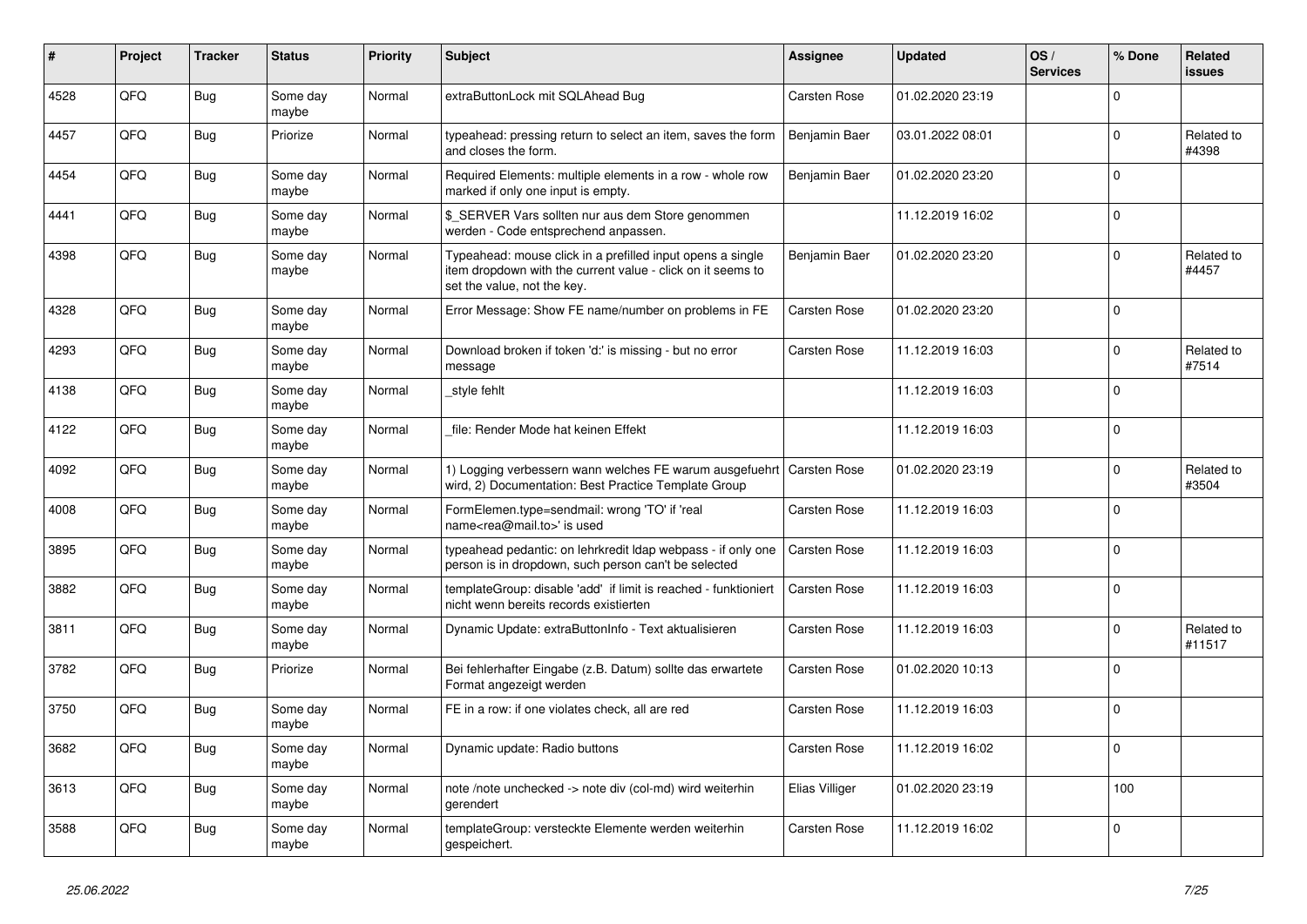| # | Project | Tracker | Status | Priority | Subject | Assignee | Updated | OS / Services | % Done | Related issues |
|---|---|---|---|---|---|---|---|---|---|---|
| 4528 | QFQ | Bug | Some day maybe | Normal | extraButtonLock mit SQLAhead Bug | Carsten Rose | 01.02.2020 23:19 | | 0 | |
| 4457 | QFQ | Bug | Priorize | Normal | typeahead: pressing return to select an item, saves the form and closes the form. | Benjamin Baer | 03.01.2022 08:01 | | 0 | Related to #4398 |
| 4454 | QFQ | Bug | Some day maybe | Normal | Required Elements: multiple elements in a row - whole row marked if only one input is empty. | Benjamin Baer | 01.02.2020 23:20 | | 0 | |
| 4441 | QFQ | Bug | Some day maybe | Normal | $_SERVER Vars sollten nur aus dem Store genommen werden - Code entsprechend anpassen. | | 11.12.2019 16:02 | | 0 | |
| 4398 | QFQ | Bug | Some day maybe | Normal | Typeahead: mouse click in a prefilled input opens a single item dropdown with the current value - click on it seems to set the value, not the key. | Benjamin Baer | 01.02.2020 23:20 | | 0 | Related to #4457 |
| 4328 | QFQ | Bug | Some day maybe | Normal | Error Message: Show FE name/number on problems in FE | Carsten Rose | 01.02.2020 23:20 | | 0 | |
| 4293 | QFQ | Bug | Some day maybe | Normal | Download broken if token 'd:' is missing - but no error message | Carsten Rose | 11.12.2019 16:03 | | 0 | Related to #7514 |
| 4138 | QFQ | Bug | Some day maybe | Normal | _style fehlt | | 11.12.2019 16:03 | | 0 | |
| 4122 | QFQ | Bug | Some day maybe | Normal | _file: Render Mode hat keinen Effekt | | 11.12.2019 16:03 | | 0 | |
| 4092 | QFQ | Bug | Some day maybe | Normal | 1) Logging verbessern wann welches FE warum ausgefuehrt wird, 2) Documentation: Best Practice Template Group | Carsten Rose | 01.02.2020 23:19 | | 0 | Related to #3504 |
| 4008 | QFQ | Bug | Some day maybe | Normal | FormElemen.type=sendmail: wrong 'TO' if 'real name<rea@mail.to>' is used | Carsten Rose | 11.12.2019 16:03 | | 0 | |
| 3895 | QFQ | Bug | Some day maybe | Normal | typeahead pedantic: on lehrkredit ldap webpass - if only one person is in dropdown, such person can't be selected | Carsten Rose | 11.12.2019 16:03 | | 0 | |
| 3882 | QFQ | Bug | Some day maybe | Normal | templateGroup: disable 'add' if limit is reached - funktioniert nicht wenn bereits records existierten | Carsten Rose | 11.12.2019 16:03 | | 0 | |
| 3811 | QFQ | Bug | Some day maybe | Normal | Dynamic Update: extraButtonInfo - Text aktualisieren | Carsten Rose | 11.12.2019 16:03 | | 0 | Related to #11517 |
| 3782 | QFQ | Bug | Priorize | Normal | Bei fehlerhafter Eingabe (z.B. Datum) sollte das erwartete Format angezeigt werden | Carsten Rose | 01.02.2020 10:13 | | 0 | |
| 3750 | QFQ | Bug | Some day maybe | Normal | FE in a row: if one violates check, all are red | Carsten Rose | 11.12.2019 16:03 | | 0 | |
| 3682 | QFQ | Bug | Some day maybe | Normal | Dynamic update: Radio buttons | Carsten Rose | 11.12.2019 16:02 | | 0 | |
| 3613 | QFQ | Bug | Some day maybe | Normal | note /note unchecked -> note div (col-md) wird weiterhin gerendert | Elias Villiger | 01.02.2020 23:19 | | 100 | |
| 3588 | QFQ | Bug | Some day maybe | Normal | templateGroup: versteckte Elemente werden weiterhin gespeichert. | Carsten Rose | 11.12.2019 16:02 | | 0 | |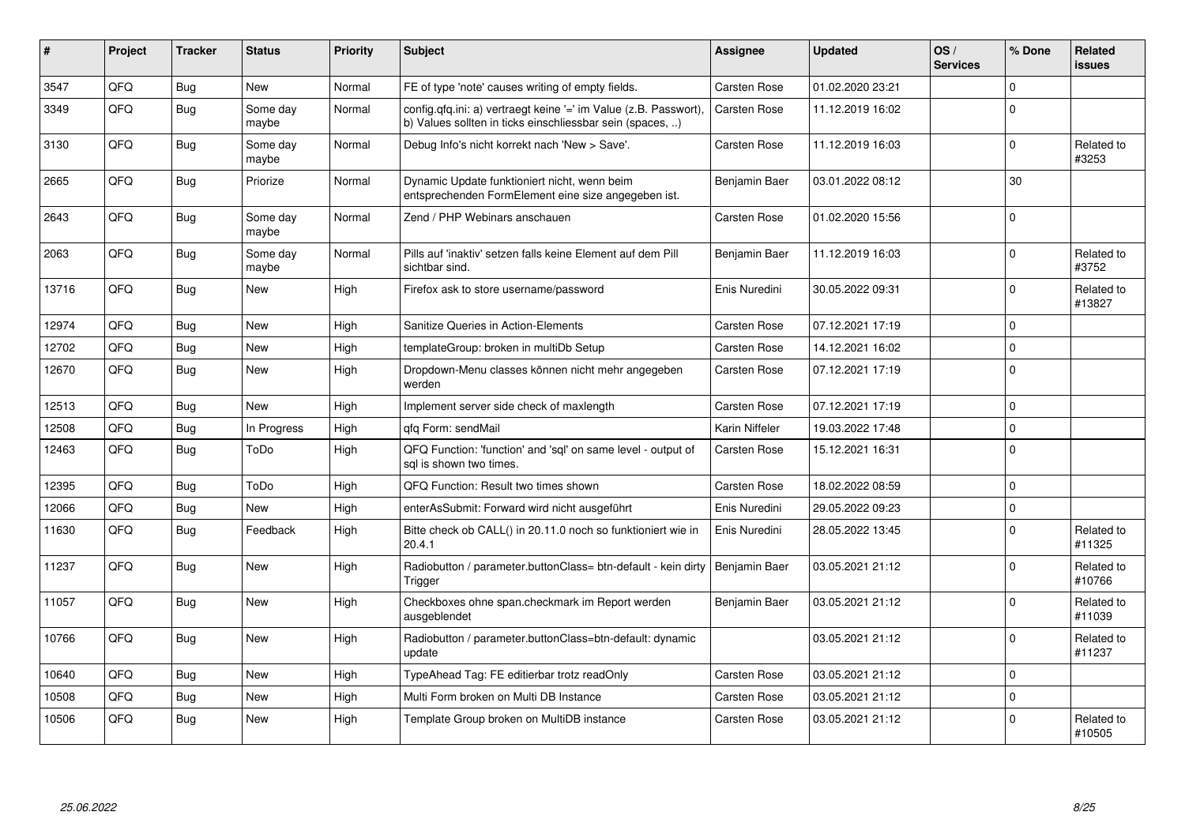| # | Project | Tracker | Status | Priority | Subject | Assignee | Updated | OS / Services | % Done | Related issues |
|---|---|---|---|---|---|---|---|---|---|---|
| 3547 | QFQ | Bug | New | Normal | FE of type 'note' causes writing of empty fields. | Carsten Rose | 01.02.2020 23:21 | | 0 | |
| 3349 | QFQ | Bug | Some day maybe | Normal | config.qfq.ini: a) vertraegt keine '=' im Value (z.B. Passwort), b) Values sollten in ticks einschliessbar sein (spaces, ..) | Carsten Rose | 11.12.2019 16:02 | | 0 | |
| 3130 | QFQ | Bug | Some day maybe | Normal | Debug Info's nicht korrekt nach 'New > Save'. | Carsten Rose | 11.12.2019 16:03 | | 0 | Related to #3253 |
| 2665 | QFQ | Bug | Priorize | Normal | Dynamic Update funktioniert nicht, wenn beim entsprechenden FormElement eine size angegeben ist. | Benjamin Baer | 03.01.2022 08:12 | | 30 | |
| 2643 | QFQ | Bug | Some day maybe | Normal | Zend / PHP Webinars anschauen | Carsten Rose | 01.02.2020 15:56 | | 0 | |
| 2063 | QFQ | Bug | Some day maybe | Normal | Pills auf 'inaktiv' setzen falls keine Element auf dem Pill sichtbar sind. | Benjamin Baer | 11.12.2019 16:03 | | 0 | Related to #3752 |
| 13716 | QFQ | Bug | New | High | Firefox ask to store username/password | Enis Nuredini | 30.05.2022 09:31 | | 0 | Related to #13827 |
| 12974 | QFQ | Bug | New | High | Sanitize Queries in Action-Elements | Carsten Rose | 07.12.2021 17:19 | | 0 | |
| 12702 | QFQ | Bug | New | High | templateGroup: broken in multiDb Setup | Carsten Rose | 14.12.2021 16:02 | | 0 | |
| 12670 | QFQ | Bug | New | High | Dropdown-Menu classes können nicht mehr angegeben werden | Carsten Rose | 07.12.2021 17:19 | | 0 | |
| 12513 | QFQ | Bug | New | High | Implement server side check of maxlength | Carsten Rose | 07.12.2021 17:19 | | 0 | |
| 12508 | QFQ | Bug | In Progress | High | qfq Form: sendMail | Karin Niffeler | 19.03.2022 17:48 | | 0 | |
| 12463 | QFQ | Bug | ToDo | High | QFQ Function: 'function' and 'sql' on same level - output of sql is shown two times. | Carsten Rose | 15.12.2021 16:31 | | 0 | |
| 12395 | QFQ | Bug | ToDo | High | QFQ Function: Result two times shown | Carsten Rose | 18.02.2022 08:59 | | 0 | |
| 12066 | QFQ | Bug | New | High | enterAsSubmit: Forward wird nicht ausgeführt | Enis Nuredini | 29.05.2022 09:23 | | 0 | |
| 11630 | QFQ | Bug | Feedback | High | Bitte check ob CALL() in 20.11.0 noch so funktioniert wie in 20.4.1 | Enis Nuredini | 28.05.2022 13:45 | | 0 | Related to #11325 |
| 11237 | QFQ | Bug | New | High | Radiobutton / parameter.buttonClass= btn-default - kein dirty Trigger | Benjamin Baer | 03.05.2021 21:12 | | 0 | Related to #10766 |
| 11057 | QFQ | Bug | New | High | Checkboxes ohne span.checkmark im Report werden ausgeblendet | Benjamin Baer | 03.05.2021 21:12 | | 0 | Related to #11039 |
| 10766 | QFQ | Bug | New | High | Radiobutton / parameter.buttonClass=btn-default: dynamic update | | 03.05.2021 21:12 | | 0 | Related to #11237 |
| 10640 | QFQ | Bug | New | High | TypeAhead Tag: FE editierbar trotz readOnly | Carsten Rose | 03.05.2021 21:12 | | 0 | |
| 10508 | QFQ | Bug | New | High | Multi Form broken on Multi DB Instance | Carsten Rose | 03.05.2021 21:12 | | 0 | |
| 10506 | QFQ | Bug | New | High | Template Group broken on MultiDB instance | Carsten Rose | 03.05.2021 21:12 | | 0 | Related to #10505 |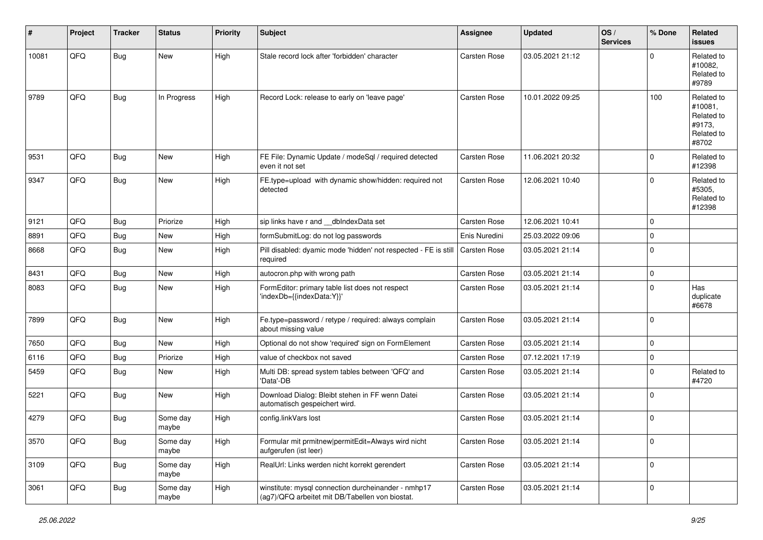| # | Project | Tracker | Status | Priority | Subject | Assignee | Updated | OS / Services | % Done | Related issues |
|---|---|---|---|---|---|---|---|---|---|---|
| 10081 | QFQ | Bug | New | High | Stale record lock after 'forbidden' character | Carsten Rose | 03.05.2021 21:12 | | 0 | Related to #10082, Related to #9789 |
| 9789 | QFQ | Bug | In Progress | High | Record Lock: release to early on 'leave page' | Carsten Rose | 10.01.2022 09:25 | | 100 | Related to #10081, Related to #9173, Related to #8702 |
| 9531 | QFQ | Bug | New | High | FE File: Dynamic Update / modeSql / required detected even it not set | Carsten Rose | 11.06.2021 20:32 | | 0 | Related to #12398 |
| 9347 | QFQ | Bug | New | High | FE.type=upload with dynamic show/hidden: required not detected | Carsten Rose | 12.06.2021 10:40 | | 0 | Related to #5305, Related to #12398 |
| 9121 | QFQ | Bug | Priorize | High | sip links have r and __dbIndexData set | Carsten Rose | 12.06.2021 10:41 | | 0 | |
| 8891 | QFQ | Bug | New | High | formSubmitLog: do not log passwords | Enis Nuredini | 25.03.2022 09:06 | | 0 | |
| 8668 | QFQ | Bug | New | High | Pill disabled: dyamic mode 'hidden' not respected - FE is still required | Carsten Rose | 03.05.2021 21:14 | | 0 | |
| 8431 | QFQ | Bug | New | High | autocron.php with wrong path | Carsten Rose | 03.05.2021 21:14 | | 0 | |
| 8083 | QFQ | Bug | New | High | FormEditor: primary table list does not respect 'indexDb={{indexData:Y}}' | Carsten Rose | 03.05.2021 21:14 | | 0 | Has duplicate #6678 |
| 7899 | QFQ | Bug | New | High | Fe.type=password / retype / required: always complain about missing value | Carsten Rose | 03.05.2021 21:14 | | 0 | |
| 7650 | QFQ | Bug | New | High | Optional do not show 'required' sign on FormElement | Carsten Rose | 03.05.2021 21:14 | | 0 | |
| 6116 | QFQ | Bug | Priorize | High | value of checkbox not saved | Carsten Rose | 07.12.2021 17:19 | | 0 | |
| 5459 | QFQ | Bug | New | High | Multi DB: spread system tables between 'QFQ' and 'Data'-DB | Carsten Rose | 03.05.2021 21:14 | | 0 | Related to #4720 |
| 5221 | QFQ | Bug | New | High | Download Dialog: Bleibt stehen in FF wenn Datei automatisch gespeichert wird. | Carsten Rose | 03.05.2021 21:14 | | 0 | |
| 4279 | QFQ | Bug | Some day maybe | High | config.linkVars lost | Carsten Rose | 03.05.2021 21:14 | | 0 | |
| 3570 | QFQ | Bug | Some day maybe | High | Formular mit prmitnew\|permitEdit=Always wird nicht aufgerufen (ist leer) | Carsten Rose | 03.05.2021 21:14 | | 0 | |
| 3109 | QFQ | Bug | Some day maybe | High | RealUrl: Links werden nicht korrekt gerendert | Carsten Rose | 03.05.2021 21:14 | | 0 | |
| 3061 | QFQ | Bug | Some day maybe | High | winstitute: mysql connection durcheinander - nmhp17 (ag7)/QFQ arbeitet mit DB/Tabellen von biostat. | Carsten Rose | 03.05.2021 21:14 | | 0 | |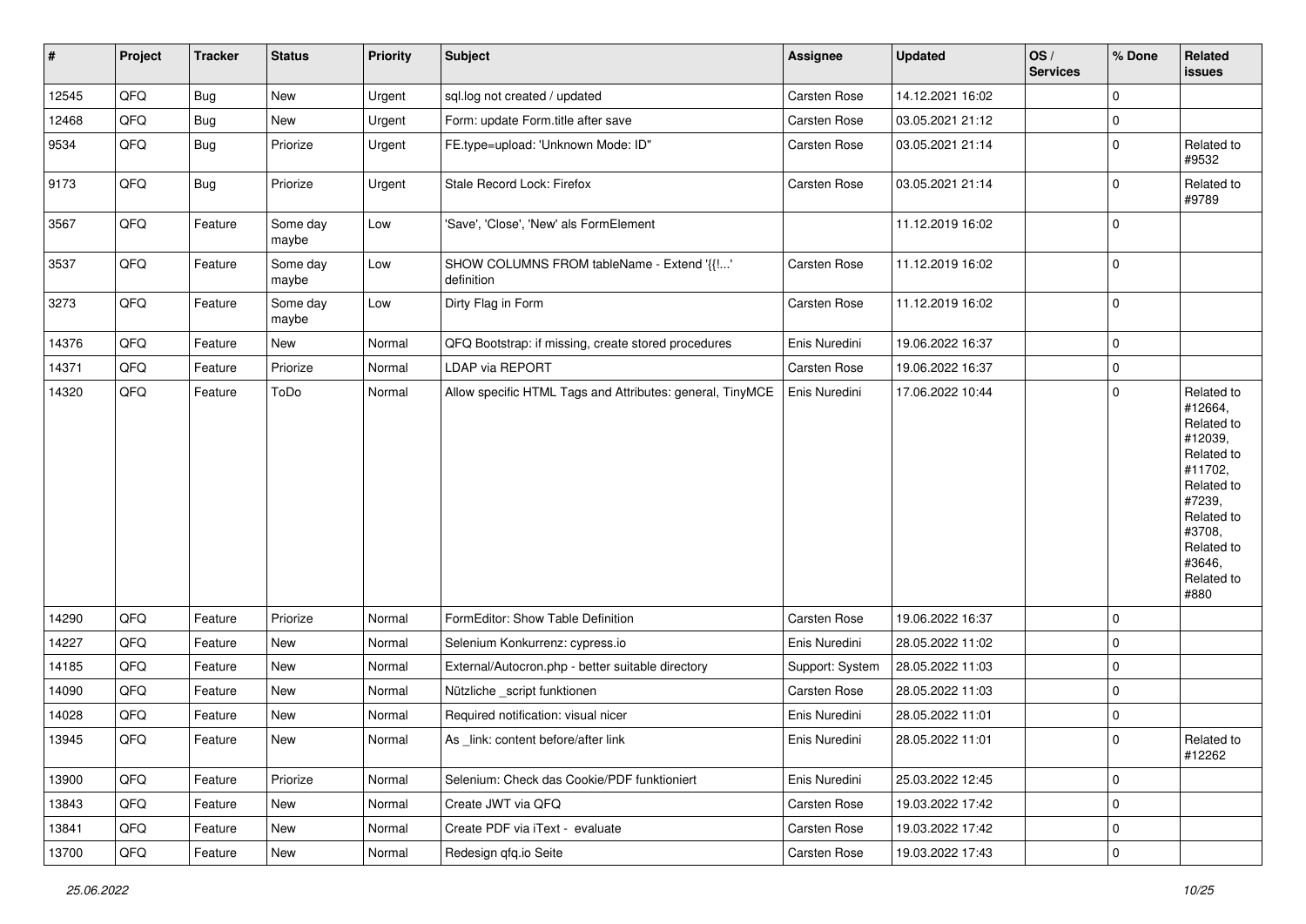| # | Project | Tracker | Status | Priority | Subject | Assignee | Updated | OS / Services | % Done | Related issues |
|---|---|---|---|---|---|---|---|---|---|---|
| 12545 | QFQ | Bug | New | Urgent | sql.log not created / updated | Carsten Rose | 14.12.2021 16:02 | | 0 | |
| 12468 | QFQ | Bug | New | Urgent | Form: update Form.title after save | Carsten Rose | 03.05.2021 21:12 | | 0 | |
| 9534 | QFQ | Bug | Priorize | Urgent | FE.type=upload: 'Unknown Mode: ID" | Carsten Rose | 03.05.2021 21:14 | | 0 | Related to #9532 |
| 9173 | QFQ | Bug | Priorize | Urgent | Stale Record Lock: Firefox | Carsten Rose | 03.05.2021 21:14 | | 0 | Related to #9789 |
| 3567 | QFQ | Feature | Some day maybe | Low | 'Save', 'Close', 'New' als FormElement | | 11.12.2019 16:02 | | 0 | |
| 3537 | QFQ | Feature | Some day maybe | Low | SHOW COLUMNS FROM tableName - Extend '{{!...' definition | Carsten Rose | 11.12.2019 16:02 | | 0 | |
| 3273 | QFQ | Feature | Some day maybe | Low | Dirty Flag in Form | Carsten Rose | 11.12.2019 16:02 | | 0 | |
| 14376 | QFQ | Feature | New | Normal | QFQ Bootstrap: if missing, create stored procedures | Enis Nuredini | 19.06.2022 16:37 | | 0 | |
| 14371 | QFQ | Feature | Priorize | Normal | LDAP via REPORT | Carsten Rose | 19.06.2022 16:37 | | 0 | |
| 14320 | QFQ | Feature | ToDo | Normal | Allow specific HTML Tags and Attributes: general, TinyMCE | Enis Nuredini | 17.06.2022 10:44 | | 0 | Related to #12664, Related to #12039, Related to #11702, Related to #7239, Related to #3708, Related to #3646, Related to #880 |
| 14290 | QFQ | Feature | Priorize | Normal | FormEditor: Show Table Definition | Carsten Rose | 19.06.2022 16:37 | | 0 | |
| 14227 | QFQ | Feature | New | Normal | Selenium Konkurrenz: cypress.io | Enis Nuredini | 28.05.2022 11:02 | | 0 | |
| 14185 | QFQ | Feature | New | Normal | External/Autocron.php - better suitable directory | Support: System | 28.05.2022 11:03 | | 0 | |
| 14090 | QFQ | Feature | New | Normal | Nützliche _script funktionen | Carsten Rose | 28.05.2022 11:03 | | 0 | |
| 14028 | QFQ | Feature | New | Normal | Required notification: visual nicer | Enis Nuredini | 28.05.2022 11:01 | | 0 | |
| 13945 | QFQ | Feature | New | Normal | As _link: content before/after link | Enis Nuredini | 28.05.2022 11:01 | | 0 | Related to #12262 |
| 13900 | QFQ | Feature | Priorize | Normal | Selenium: Check das Cookie/PDF funktioniert | Enis Nuredini | 25.03.2022 12:45 | | 0 | |
| 13843 | QFQ | Feature | New | Normal | Create JWT via QFQ | Carsten Rose | 19.03.2022 17:42 | | 0 | |
| 13841 | QFQ | Feature | New | Normal | Create PDF via iText - evaluate | Carsten Rose | 19.03.2022 17:42 | | 0 | |
| 13700 | QFQ | Feature | New | Normal | Redesign qfq.io Seite | Carsten Rose | 19.03.2022 17:43 | | 0 | |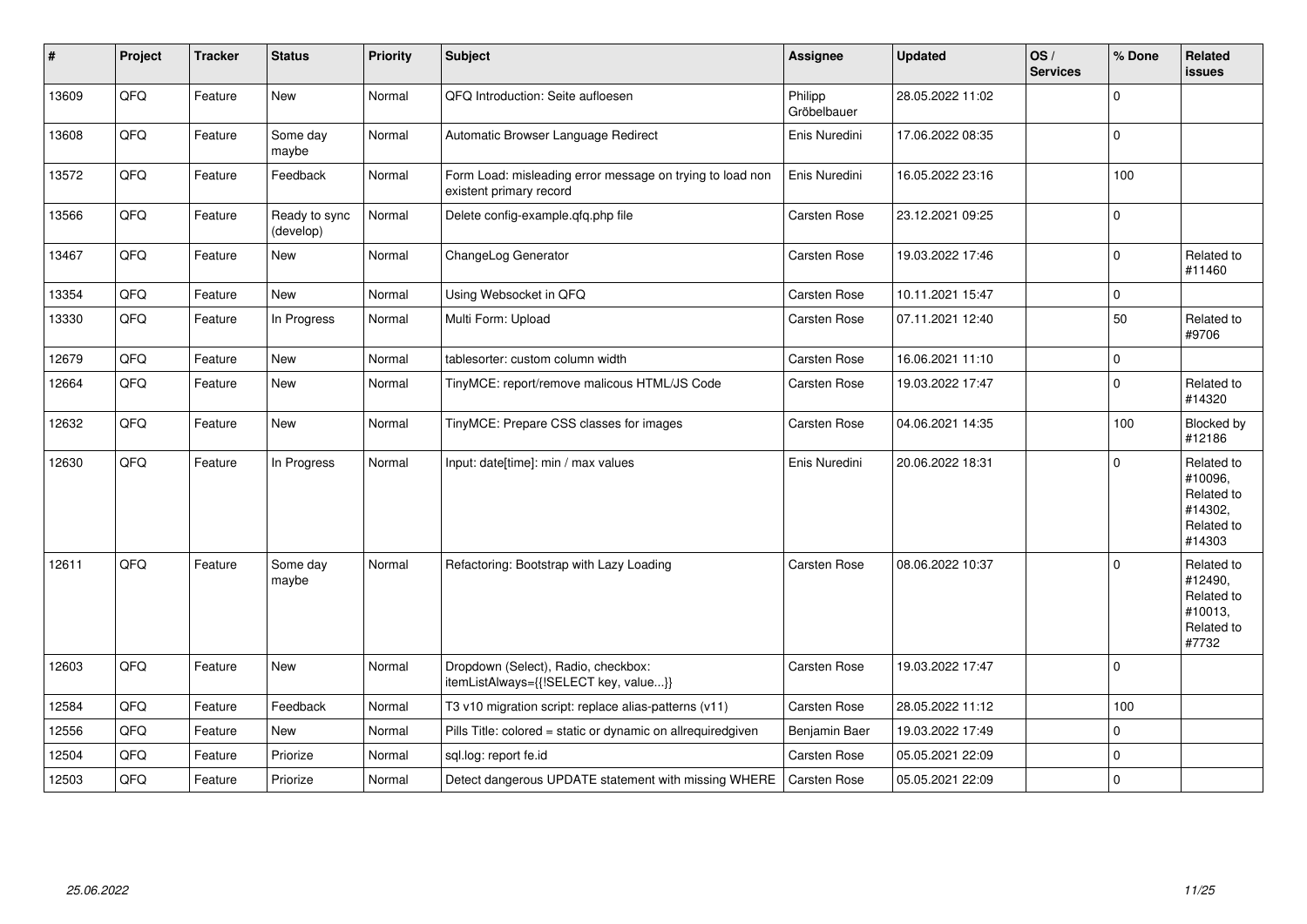| # | Project | Tracker | Status | Priority | Subject | Assignee | Updated | OS / Services | % Done | Related issues |
|---|---|---|---|---|---|---|---|---|---|---|
| 13609 | QFQ | Feature | New | Normal | QFQ Introduction: Seite aufloesen | Philipp Gröbelbauer | 28.05.2022 11:02 | | 0 | |
| 13608 | QFQ | Feature | Some day maybe | Normal | Automatic Browser Language Redirect | Enis Nuredini | 17.06.2022 08:35 | | 0 | |
| 13572 | QFQ | Feature | Feedback | Normal | Form Load: misleading error message on trying to load non existent primary record | Enis Nuredini | 16.05.2022 23:16 | | 100 | |
| 13566 | QFQ | Feature | Ready to sync (develop) | Normal | Delete config-example.qfq.php file | Carsten Rose | 23.12.2021 09:25 | | 0 | |
| 13467 | QFQ | Feature | New | Normal | ChangeLog Generator | Carsten Rose | 19.03.2022 17:46 | | 0 | Related to #11460 |
| 13354 | QFQ | Feature | New | Normal | Using Websocket in QFQ | Carsten Rose | 10.11.2021 15:47 | | 0 | |
| 13330 | QFQ | Feature | In Progress | Normal | Multi Form: Upload | Carsten Rose | 07.11.2021 12:40 | | 50 | Related to #9706 |
| 12679 | QFQ | Feature | New | Normal | tablesorter: custom column width | Carsten Rose | 16.06.2021 11:10 | | 0 | |
| 12664 | QFQ | Feature | New | Normal | TinyMCE: report/remove malicous HTML/JS Code | Carsten Rose | 19.03.2022 17:47 | | 0 | Related to #14320 |
| 12632 | QFQ | Feature | New | Normal | TinyMCE: Prepare CSS classes for images | Carsten Rose | 04.06.2021 14:35 | | 100 | Blocked by #12186 |
| 12630 | QFQ | Feature | In Progress | Normal | Input: date[time]: min / max values | Enis Nuredini | 20.06.2022 18:31 | | 0 | Related to #10096, Related to #14302, Related to #14303 |
| 12611 | QFQ | Feature | Some day maybe | Normal | Refactoring: Bootstrap with Lazy Loading | Carsten Rose | 08.06.2022 10:37 | | 0 | Related to #12490, Related to #10013, Related to #7732 |
| 12603 | QFQ | Feature | New | Normal | Dropdown (Select), Radio, checkbox: itemListAlways={{!SELECT key, value...}} | Carsten Rose | 19.03.2022 17:47 | | 0 | |
| 12584 | QFQ | Feature | Feedback | Normal | T3 v10 migration script: replace alias-patterns (v11) | Carsten Rose | 28.05.2022 11:12 | | 100 | |
| 12556 | QFQ | Feature | New | Normal | Pills Title: colored = static or dynamic on allrequiredgiven | Benjamin Baer | 19.03.2022 17:49 | | 0 | |
| 12504 | QFQ | Feature | Priorize | Normal | sql.log: report fe.id | Carsten Rose | 05.05.2021 22:09 | | 0 | |
| 12503 | QFQ | Feature | Priorize | Normal | Detect dangerous UPDATE statement with missing WHERE | Carsten Rose | 05.05.2021 22:09 | | 0 | |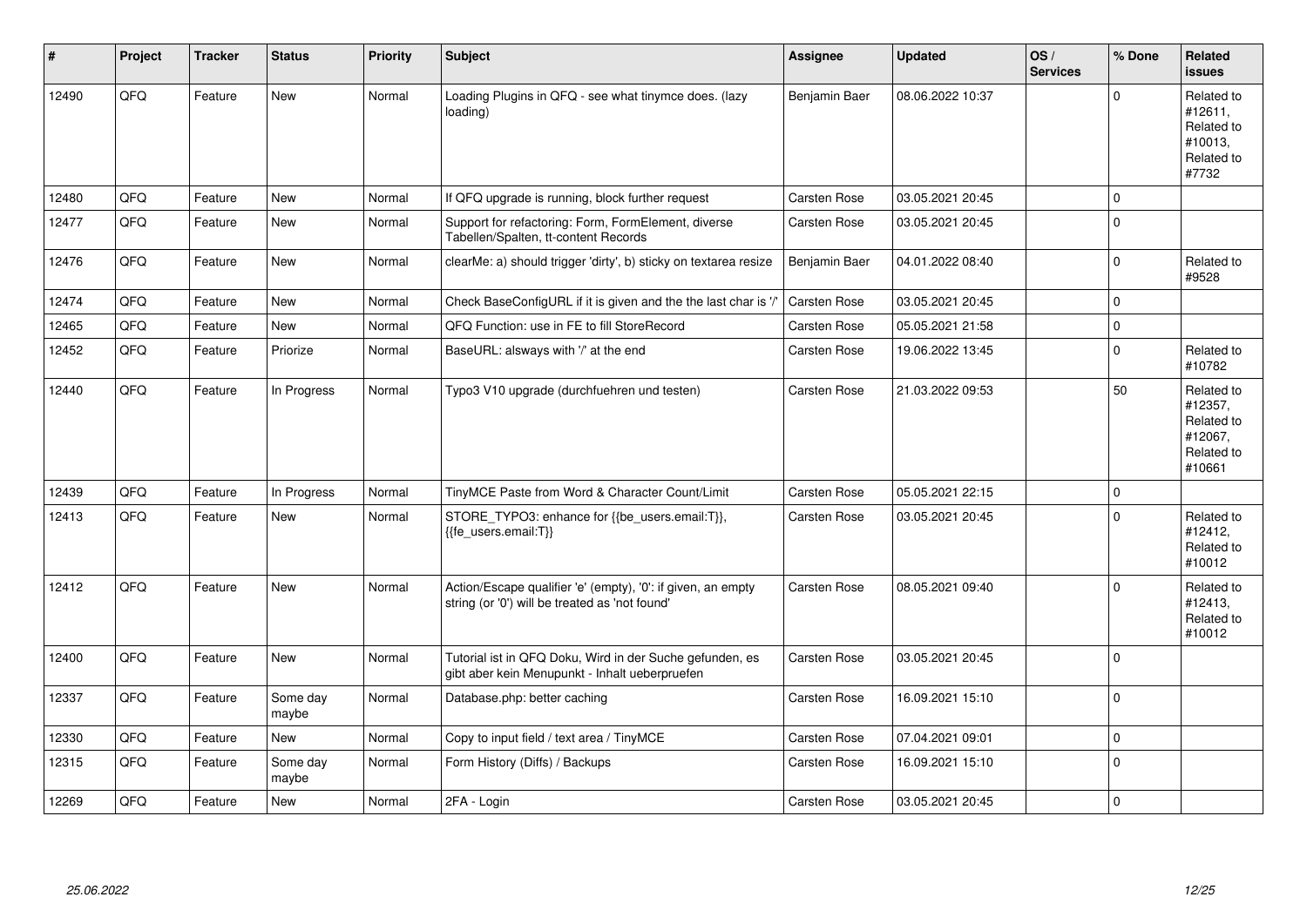| # | Project | Tracker | Status | Priority | Subject | Assignee | Updated | OS / Services | % Done | Related issues |
|---|---|---|---|---|---|---|---|---|---|---|
| 12490 | QFQ | Feature | New | Normal | Loading Plugins in QFQ - see what tinymce does. (lazy loading) | Benjamin Baer | 08.06.2022 10:37 | | 0 | Related to #12611, Related to #10013, Related to #7732 |
| 12480 | QFQ | Feature | New | Normal | If QFQ upgrade is running, block further request | Carsten Rose | 03.05.2021 20:45 | | 0 | |
| 12477 | QFQ | Feature | New | Normal | Support for refactoring: Form, FormElement, diverse Tabellen/Spalten, tt-content Records | Carsten Rose | 03.05.2021 20:45 | | 0 | |
| 12476 | QFQ | Feature | New | Normal | clearMe: a) should trigger 'dirty', b) sticky on textarea resize | Benjamin Baer | 04.01.2022 08:40 | | 0 | Related to #9528 |
| 12474 | QFQ | Feature | New | Normal | Check BaseConfigURL if it is given and the the last char is '/' | Carsten Rose | 03.05.2021 20:45 | | 0 | |
| 12465 | QFQ | Feature | New | Normal | QFQ Function: use in FE to fill StoreRecord | Carsten Rose | 05.05.2021 21:58 | | 0 | |
| 12452 | QFQ | Feature | Priorize | Normal | BaseURL: alsways with '/' at the end | Carsten Rose | 19.06.2022 13:45 | | 0 | Related to #10782 |
| 12440 | QFQ | Feature | In Progress | Normal | Typo3 V10 upgrade (durchfuehren und testen) | Carsten Rose | 21.03.2022 09:53 | | 50 | Related to #12357, Related to #12067, Related to #10661 |
| 12439 | QFQ | Feature | In Progress | Normal | TinyMCE Paste from Word & Character Count/Limit | Carsten Rose | 05.05.2021 22:15 | | 0 | |
| 12413 | QFQ | Feature | New | Normal | STORE_TYPO3: enhance for {{be_users.email:T}}, {{fe_users.email:T}} | Carsten Rose | 03.05.2021 20:45 | | 0 | Related to #12412, Related to #10012 |
| 12412 | QFQ | Feature | New | Normal | Action/Escape qualifier 'e' (empty), '0': if given, an empty string (or '0') will be treated as 'not found' | Carsten Rose | 08.05.2021 09:40 | | 0 | Related to #12413, Related to #10012 |
| 12400 | QFQ | Feature | New | Normal | Tutorial ist in QFQ Doku, Wird in der Suche gefunden, es gibt aber kein Menupunkt - Inhalt ueberpruefen | Carsten Rose | 03.05.2021 20:45 | | 0 | |
| 12337 | QFQ | Feature | Some day maybe | Normal | Database.php: better caching | Carsten Rose | 16.09.2021 15:10 | | 0 | |
| 12330 | QFQ | Feature | New | Normal | Copy to input field / text area / TinyMCE | Carsten Rose | 07.04.2021 09:01 | | 0 | |
| 12315 | QFQ | Feature | Some day maybe | Normal | Form History (Diffs) / Backups | Carsten Rose | 16.09.2021 15:10 | | 0 | |
| 12269 | QFQ | Feature | New | Normal | 2FA - Login | Carsten Rose | 03.05.2021 20:45 | | 0 | |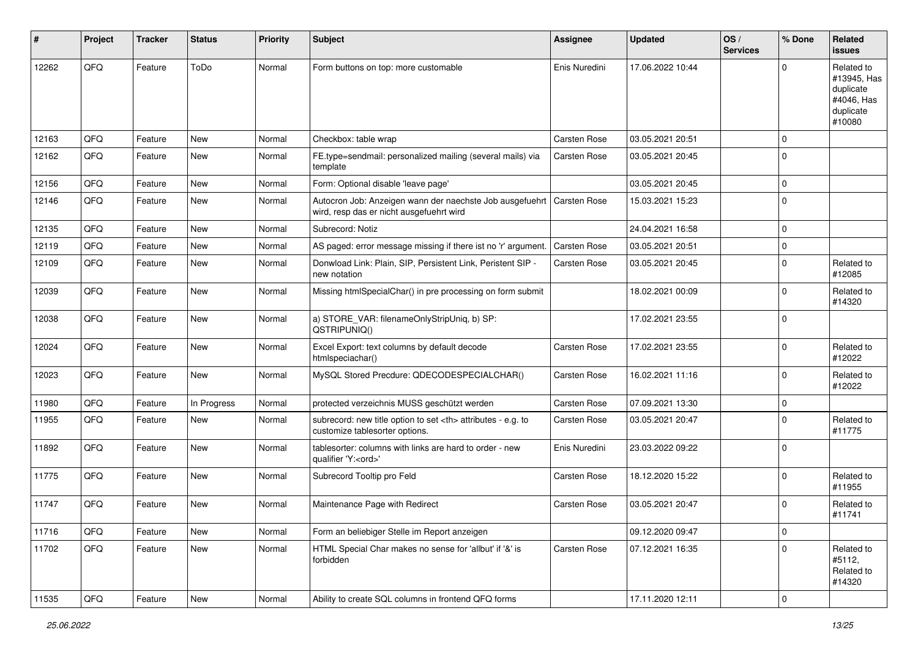| # | Project | Tracker | Status | Priority | Subject | Assignee | Updated | OS / Services | % Done | Related issues |
|---|---|---|---|---|---|---|---|---|---|---|
| 12262 | QFQ | Feature | ToDo | Normal | Form buttons on top: more customable | Enis Nuredini | 17.06.2022 10:44 | | 0 | Related to #13945, Has duplicate #4046, Has duplicate #10080 |
| 12163 | QFQ | Feature | New | Normal | Checkbox: table wrap | Carsten Rose | 03.05.2021 20:51 | | 0 | |
| 12162 | QFQ | Feature | New | Normal | FE.type=sendmail: personalized mailing (several mails) via template | Carsten Rose | 03.05.2021 20:45 | | 0 | |
| 12156 | QFQ | Feature | New | Normal | Form: Optional disable 'leave page' | | 03.05.2021 20:45 | | 0 | |
| 12146 | QFQ | Feature | New | Normal | Autocron Job: Anzeigen wann der naechste Job ausgefuehrt wird, resp das er nicht ausgefuehrt wird | Carsten Rose | 15.03.2021 15:23 | | 0 | |
| 12135 | QFQ | Feature | New | Normal | Subrecord: Notiz | | 24.04.2021 16:58 | | 0 | |
| 12119 | QFQ | Feature | New | Normal | AS paged: error message missing if there ist no 'r' argument. | Carsten Rose | 03.05.2021 20:51 | | 0 | |
| 12109 | QFQ | Feature | New | Normal | Donwload Link: Plain, SIP, Persistent Link, Peristent SIP - new notation | Carsten Rose | 03.05.2021 20:45 | | 0 | Related to #12085 |
| 12039 | QFQ | Feature | New | Normal | Missing htmlSpecialChar() in pre processing on form submit | | 18.02.2021 00:09 | | 0 | Related to #14320 |
| 12038 | QFQ | Feature | New | Normal | a) STORE_VAR: filenameOnlyStripUniq, b) SP: QSTRIPUNIQ() | | 17.02.2021 23:55 | | 0 | |
| 12024 | QFQ | Feature | New | Normal | Excel Export: text columns by default decode htmlspeciachar() | Carsten Rose | 17.02.2021 23:55 | | 0 | Related to #12022 |
| 12023 | QFQ | Feature | New | Normal | MySQL Stored Precdure: QDECODESPECIALCHAR() | Carsten Rose | 16.02.2021 11:16 | | 0 | Related to #12022 |
| 11980 | QFQ | Feature | In Progress | Normal | protected verzeichnis MUSS geschützt werden | Carsten Rose | 07.09.2021 13:30 | | 0 | |
| 11955 | QFQ | Feature | New | Normal | subrecord: new title option to set <th> attributes - e.g. to customize tablesorter options. | Carsten Rose | 03.05.2021 20:47 | | 0 | Related to #11775 |
| 11892 | QFQ | Feature | New | Normal | tablesorter: columns with links are hard to order - new qualifier 'Y:<ord>' | Enis Nuredini | 23.03.2022 09:22 | | 0 | |
| 11775 | QFQ | Feature | New | Normal | Subrecord Tooltip pro Feld | Carsten Rose | 18.12.2020 15:22 | | 0 | Related to #11955 |
| 11747 | QFQ | Feature | New | Normal | Maintenance Page with Redirect | Carsten Rose | 03.05.2021 20:47 | | 0 | Related to #11741 |
| 11716 | QFQ | Feature | New | Normal | Form an beliebiger Stelle im Report anzeigen | | 09.12.2020 09:47 | | 0 | |
| 11702 | QFQ | Feature | New | Normal | HTML Special Char makes no sense for 'allbut' if '&' is forbidden | Carsten Rose | 07.12.2021 16:35 | | 0 | Related to #5112, Related to #14320 |
| 11535 | QFQ | Feature | New | Normal | Ability to create SQL columns in frontend QFQ forms | | 17.11.2020 12:11 | | 0 | |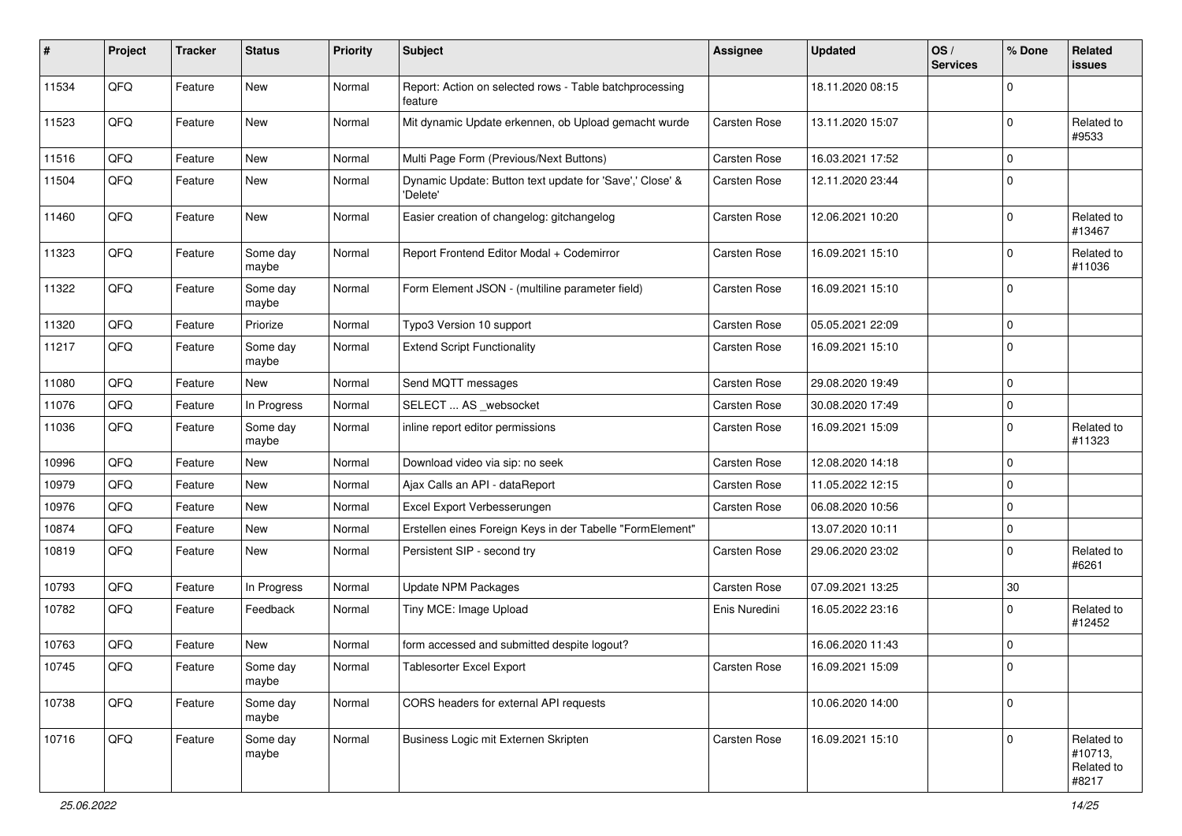| # | Project | Tracker | Status | Priority | Subject | Assignee | Updated | OS / Services | % Done | Related issues |
|---|---|---|---|---|---|---|---|---|---|---|
| 11534 | QFQ | Feature | New | Normal | Report: Action on selected rows - Table batchprocessing feature | | 18.11.2020 08:15 | | 0 | |
| 11523 | QFQ | Feature | New | Normal | Mit dynamic Update erkennen, ob Upload gemacht wurde | Carsten Rose | 13.11.2020 15:07 | | 0 | Related to #9533 |
| 11516 | QFQ | Feature | New | Normal | Multi Page Form (Previous/Next Buttons) | Carsten Rose | 16.03.2021 17:52 | | 0 | |
| 11504 | QFQ | Feature | New | Normal | Dynamic Update: Button text update for 'Save',' Close' & 'Delete' | Carsten Rose | 12.11.2020 23:44 | | 0 | |
| 11460 | QFQ | Feature | New | Normal | Easier creation of changelog: gitchangelog | Carsten Rose | 12.06.2021 10:20 | | 0 | Related to #13467 |
| 11323 | QFQ | Feature | Some day maybe | Normal | Report Frontend Editor Modal + Codemirror | Carsten Rose | 16.09.2021 15:10 | | 0 | Related to #11036 |
| 11322 | QFQ | Feature | Some day maybe | Normal | Form Element JSON - (multiline parameter field) | Carsten Rose | 16.09.2021 15:10 | | 0 | |
| 11320 | QFQ | Feature | Priorize | Normal | Typo3 Version 10 support | Carsten Rose | 05.05.2021 22:09 | | 0 | |
| 11217 | QFQ | Feature | Some day maybe | Normal | Extend Script Functionality | Carsten Rose | 16.09.2021 15:10 | | 0 | |
| 11080 | QFQ | Feature | New | Normal | Send MQTT messages | Carsten Rose | 29.08.2020 19:49 | | 0 | |
| 11076 | QFQ | Feature | In Progress | Normal | SELECT ... AS _websocket | Carsten Rose | 30.08.2020 17:49 | | 0 | |
| 11036 | QFQ | Feature | Some day maybe | Normal | inline report editor permissions | Carsten Rose | 16.09.2021 15:09 | | 0 | Related to #11323 |
| 10996 | QFQ | Feature | New | Normal | Download video via sip: no seek | Carsten Rose | 12.08.2020 14:18 | | 0 | |
| 10979 | QFQ | Feature | New | Normal | Ajax Calls an API - dataReport | Carsten Rose | 11.05.2022 12:15 | | 0 | |
| 10976 | QFQ | Feature | New | Normal | Excel Export Verbesserungen | Carsten Rose | 06.08.2020 10:56 | | 0 | |
| 10874 | QFQ | Feature | New | Normal | Erstellen eines Foreign Keys in der Tabelle "FormElement" | | 13.07.2020 10:11 | | 0 | |
| 10819 | QFQ | Feature | New | Normal | Persistent SIP - second try | Carsten Rose | 29.06.2020 23:02 | | 0 | Related to #6261 |
| 10793 | QFQ | Feature | In Progress | Normal | Update NPM Packages | Carsten Rose | 07.09.2021 13:25 | | 30 | |
| 10782 | QFQ | Feature | Feedback | Normal | Tiny MCE: Image Upload | Enis Nuredini | 16.05.2022 23:16 | | 0 | Related to #12452 |
| 10763 | QFQ | Feature | New | Normal | form accessed and submitted despite logout? | | 16.06.2020 11:43 | | 0 | |
| 10745 | QFQ | Feature | Some day maybe | Normal | Tablesorter Excel Export | Carsten Rose | 16.09.2021 15:09 | | 0 | |
| 10738 | QFQ | Feature | Some day maybe | Normal | CORS headers for external API requests | | 10.06.2020 14:00 | | 0 | |
| 10716 | QFQ | Feature | Some day maybe | Normal | Business Logic mit Externen Skripten | Carsten Rose | 16.09.2021 15:10 | | 0 | Related to #10713, Related to #8217 |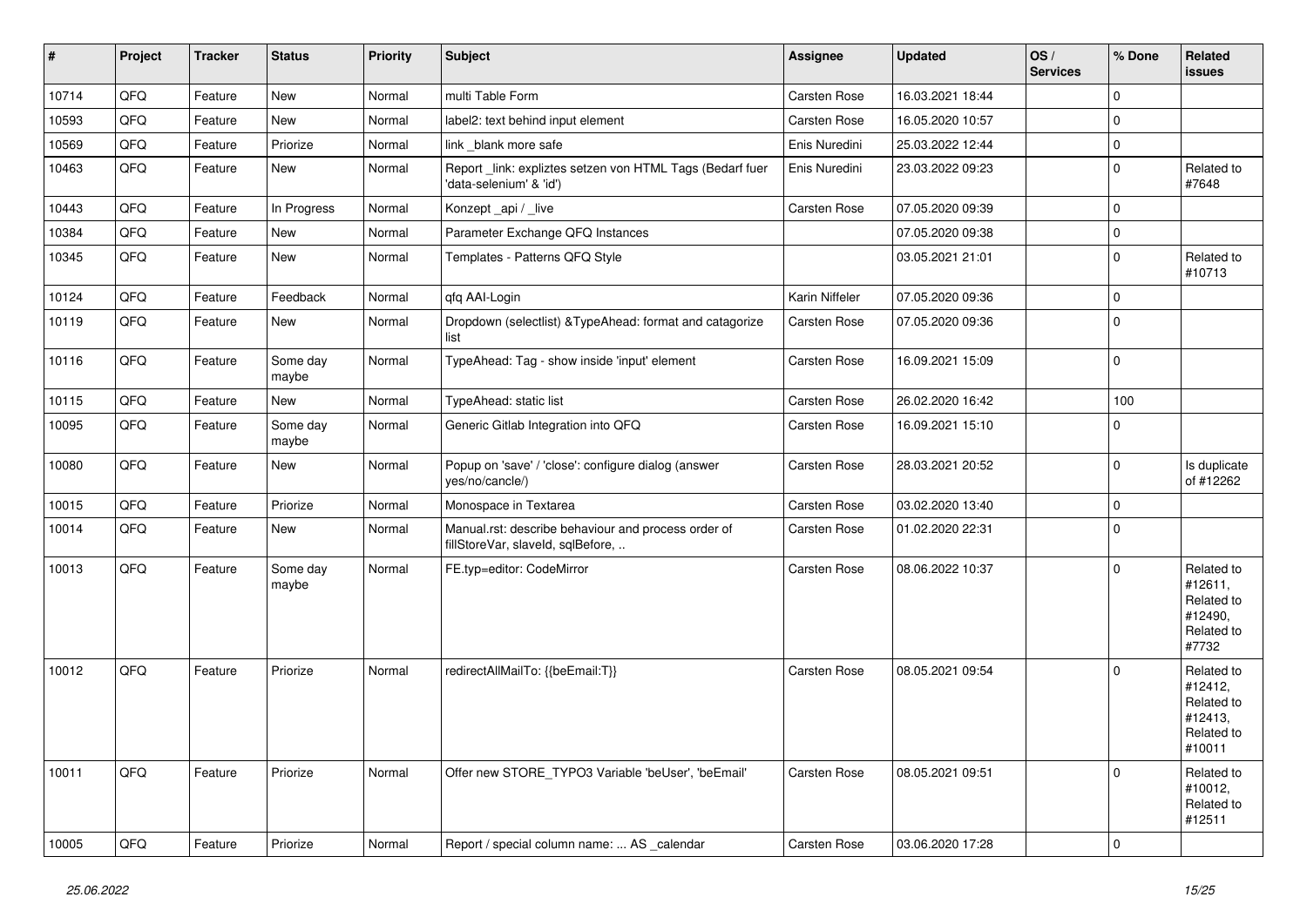| # | Project | Tracker | Status | Priority | Subject | Assignee | Updated | OS / Services | % Done | Related issues |
|---|---|---|---|---|---|---|---|---|---|---|
| 10714 | QFQ | Feature | New | Normal | multi Table Form | Carsten Rose | 16.03.2021 18:44 | | 0 | |
| 10593 | QFQ | Feature | New | Normal | label2: text behind input element | Carsten Rose | 16.05.2020 10:57 | | 0 | |
| 10569 | QFQ | Feature | Priorize | Normal | link _blank more safe | Enis Nuredini | 25.03.2022 12:44 | | 0 | |
| 10463 | QFQ | Feature | New | Normal | Report _link: expliztes setzen von HTML Tags (Bedarf fuer 'data-selenium' & 'id') | Enis Nuredini | 23.03.2022 09:23 | | 0 | Related to #7648 |
| 10443 | QFQ | Feature | In Progress | Normal | Konzept _api / _live | Carsten Rose | 07.05.2020 09:39 | | 0 | |
| 10384 | QFQ | Feature | New | Normal | Parameter Exchange QFQ Instances | | 07.05.2020 09:38 | | 0 | |
| 10345 | QFQ | Feature | New | Normal | Templates - Patterns QFQ Style | | 03.05.2021 21:01 | | 0 | Related to #10713 |
| 10124 | QFQ | Feature | Feedback | Normal | qfq AAI-Login | Karin Niffeler | 07.05.2020 09:36 | | 0 | |
| 10119 | QFQ | Feature | New | Normal | Dropdown (selectlist) &TypeAhead: format and catagorize list | Carsten Rose | 07.05.2020 09:36 | | 0 | |
| 10116 | QFQ | Feature | Some day maybe | Normal | TypeAhead: Tag - show inside 'input' element | Carsten Rose | 16.09.2021 15:09 | | 0 | |
| 10115 | QFQ | Feature | New | Normal | TypeAhead: static list | Carsten Rose | 26.02.2020 16:42 | | 100 | |
| 10095 | QFQ | Feature | Some day maybe | Normal | Generic Gitlab Integration into QFQ | Carsten Rose | 16.09.2021 15:10 | | 0 | |
| 10080 | QFQ | Feature | New | Normal | Popup on 'save' / 'close': configure dialog (answer yes/no/cancle/) | Carsten Rose | 28.03.2021 20:52 | | 0 | Is duplicate of #12262 |
| 10015 | QFQ | Feature | Priorize | Normal | Monospace in Textarea | Carsten Rose | 03.02.2020 13:40 | | 0 | |
| 10014 | QFQ | Feature | New | Normal | Manual.rst: describe behaviour and process order of fillStoreVar, slaveId, sqlBefore, .. | Carsten Rose | 01.02.2020 22:31 | | 0 | |
| 10013 | QFQ | Feature | Some day maybe | Normal | FE.typ=editor: CodeMirror | Carsten Rose | 08.06.2022 10:37 | | 0 | Related to #12611, Related to #12490, Related to #7732 |
| 10012 | QFQ | Feature | Priorize | Normal | redirectAllMailTo: {{beEmail:T}} | Carsten Rose | 08.05.2021 09:54 | | 0 | Related to #12412, Related to #12413, Related to #10011 |
| 10011 | QFQ | Feature | Priorize | Normal | Offer new STORE_TYPO3 Variable 'beUser', 'beEmail' | Carsten Rose | 08.05.2021 09:51 | | 0 | Related to #10012, Related to #12511 |
| 10005 | QFQ | Feature | Priorize | Normal | Report / special column name: ... AS _calendar | Carsten Rose | 03.06.2020 17:28 | | 0 | |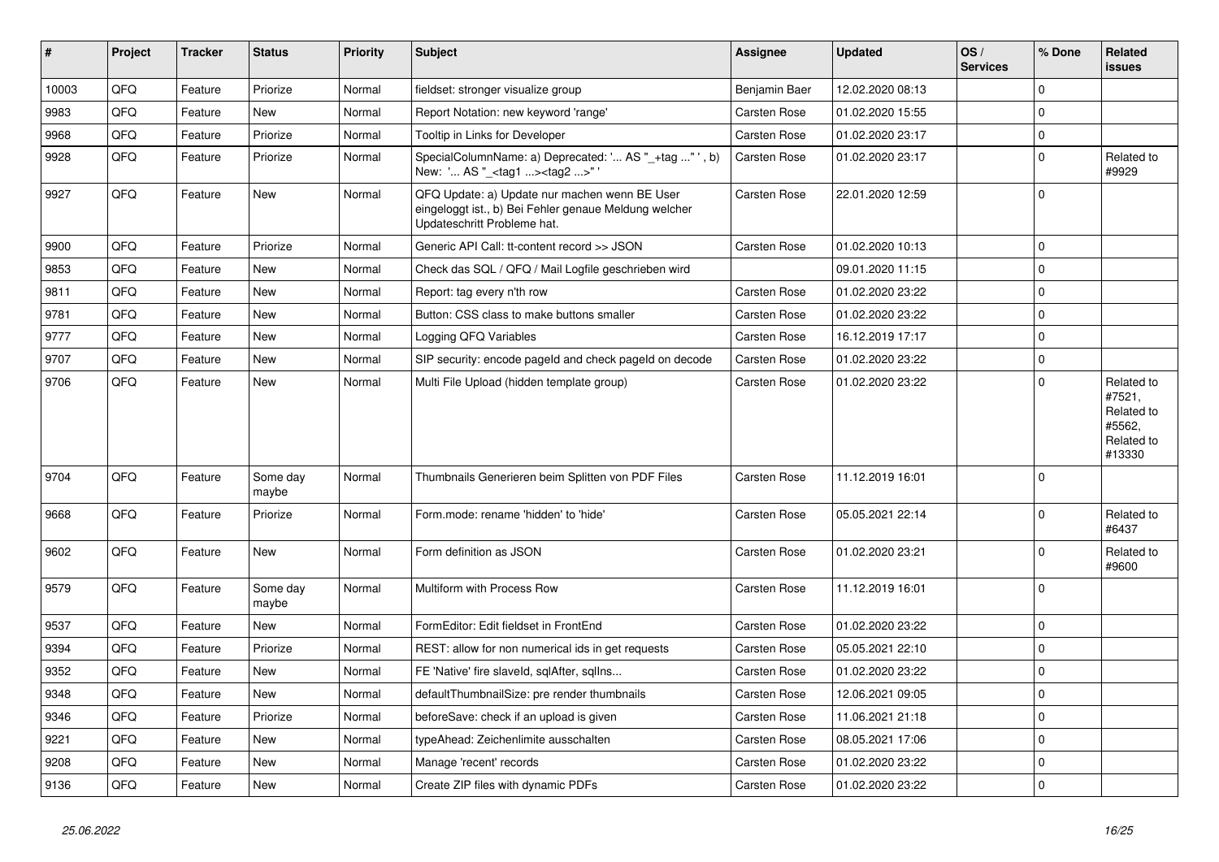| # | Project | Tracker | Status | Priority | Subject | Assignee | Updated | OS / Services | % Done | Related issues |
|---|---|---|---|---|---|---|---|---|---|---|
| 10003 | QFQ | Feature | Priorize | Normal | fieldset: stronger visualize group | Benjamin Baer | 12.02.2020 08:13 | | 0 | |
| 9983 | QFQ | Feature | New | Normal | Report Notation: new keyword 'range' | Carsten Rose | 01.02.2020 15:55 | | 0 | |
| 9968 | QFQ | Feature | Priorize | Normal | Tooltip in Links for Developer | Carsten Rose | 01.02.2020 23:17 | | 0 | |
| 9928 | QFQ | Feature | Priorize | Normal | SpecialColumnName: a) Deprecated: '... AS "_+tag ..." ', b) New: '... AS "_<tag1 ...><tag2 ...>" ' | Carsten Rose | 01.02.2020 23:17 | | 0 | Related to #9929 |
| 9927 | QFQ | Feature | New | Normal | QFQ Update: a) Update nur machen wenn BE User eingeloggt ist., b) Bei Fehler genaue Meldung welcher Updateschritt Probleme hat. | Carsten Rose | 22.01.2020 12:59 | | 0 | |
| 9900 | QFQ | Feature | Priorize | Normal | Generic API Call: tt-content record >> JSON | Carsten Rose | 01.02.2020 10:13 | | 0 | |
| 9853 | QFQ | Feature | New | Normal | Check das SQL / QFQ / Mail Logfile geschrieben wird | | 09.01.2020 11:15 | | 0 | |
| 9811 | QFQ | Feature | New | Normal | Report: tag every n'th row | Carsten Rose | 01.02.2020 23:22 | | 0 | |
| 9781 | QFQ | Feature | New | Normal | Button: CSS class to make buttons smaller | Carsten Rose | 01.02.2020 23:22 | | 0 | |
| 9777 | QFQ | Feature | New | Normal | Logging QFQ Variables | Carsten Rose | 16.12.2019 17:17 | | 0 | |
| 9707 | QFQ | Feature | New | Normal | SIP security: encode pageId and check pageId on decode | Carsten Rose | 01.02.2020 23:22 | | 0 | |
| 9706 | QFQ | Feature | New | Normal | Multi File Upload (hidden template group) | Carsten Rose | 01.02.2020 23:22 | | 0 | Related to #7521, Related to #5562, Related to #13330 |
| 9704 | QFQ | Feature | Some day maybe | Normal | Thumbnails Generieren beim Splitten von PDF Files | Carsten Rose | 11.12.2019 16:01 | | 0 | |
| 9668 | QFQ | Feature | Priorize | Normal | Form.mode: rename 'hidden' to 'hide' | Carsten Rose | 05.05.2021 22:14 | | 0 | Related to #6437 |
| 9602 | QFQ | Feature | New | Normal | Form definition as JSON | Carsten Rose | 01.02.2020 23:21 | | 0 | Related to #9600 |
| 9579 | QFQ | Feature | Some day maybe | Normal | Multiform with Process Row | Carsten Rose | 11.12.2019 16:01 | | 0 | |
| 9537 | QFQ | Feature | New | Normal | FormEditor: Edit fieldset in FrontEnd | Carsten Rose | 01.02.2020 23:22 | | 0 | |
| 9394 | QFQ | Feature | Priorize | Normal | REST: allow for non numerical ids in get requests | Carsten Rose | 05.05.2021 22:10 | | 0 | |
| 9352 | QFQ | Feature | New | Normal | FE 'Native' fire slaveId, sqlAfter, sqlIns... | Carsten Rose | 01.02.2020 23:22 | | 0 | |
| 9348 | QFQ | Feature | New | Normal | defaultThumbnailSize: pre render thumbnails | Carsten Rose | 12.06.2021 09:05 | | 0 | |
| 9346 | QFQ | Feature | Priorize | Normal | beforeSave: check if an upload is given | Carsten Rose | 11.06.2021 21:18 | | 0 | |
| 9221 | QFQ | Feature | New | Normal | typeAhead: Zeichenlimite ausschalten | Carsten Rose | 08.05.2021 17:06 | | 0 | |
| 9208 | QFQ | Feature | New | Normal | Manage 'recent' records | Carsten Rose | 01.02.2020 23:22 | | 0 | |
| 9136 | QFQ | Feature | New | Normal | Create ZIP files with dynamic PDFs | Carsten Rose | 01.02.2020 23:22 | | 0 | |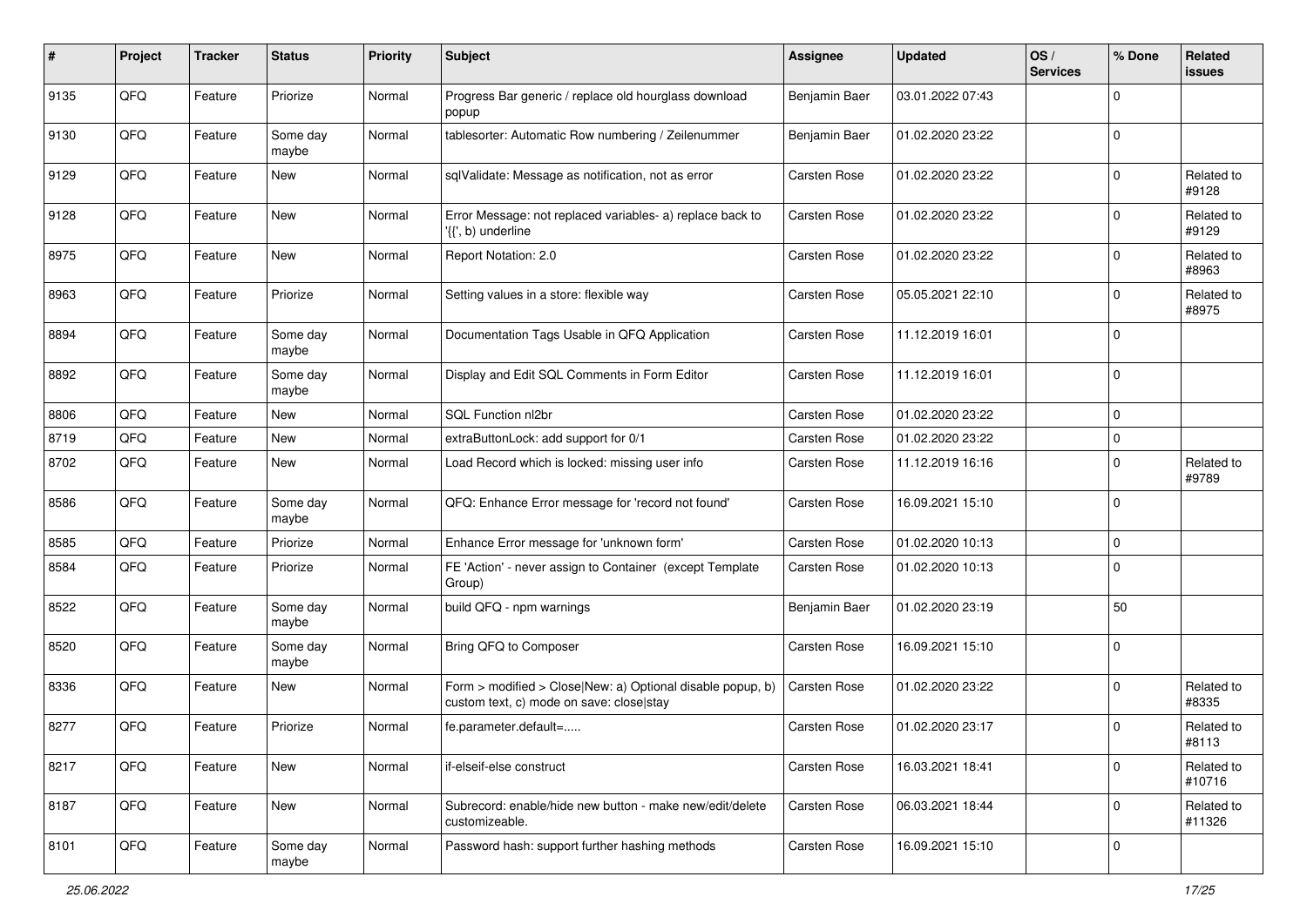| # | Project | Tracker | Status | Priority | Subject | Assignee | Updated | OS / Services | % Done | Related issues |
|---|---|---|---|---|---|---|---|---|---|---|
| 9135 | QFQ | Feature | Priorize | Normal | Progress Bar generic / replace old hourglass download popup | Benjamin Baer | 03.01.2022 07:43 | | 0 | |
| 9130 | QFQ | Feature | Some day maybe | Normal | tablesorter: Automatic Row numbering / Zeilenummer | Benjamin Baer | 01.02.2020 23:22 | | 0 | |
| 9129 | QFQ | Feature | New | Normal | sqlValidate: Message as notification, not as error | Carsten Rose | 01.02.2020 23:22 | | 0 | Related to #9128 |
| 9128 | QFQ | Feature | New | Normal | Error Message: not replaced variables- a) replace back to '{{', b) underline | Carsten Rose | 01.02.2020 23:22 | | 0 | Related to #9129 |
| 8975 | QFQ | Feature | New | Normal | Report Notation: 2.0 | Carsten Rose | 01.02.2020 23:22 | | 0 | Related to #8963 |
| 8963 | QFQ | Feature | Priorize | Normal | Setting values in a store: flexible way | Carsten Rose | 05.05.2021 22:10 | | 0 | Related to #8975 |
| 8894 | QFQ | Feature | Some day maybe | Normal | Documentation Tags Usable in QFQ Application | Carsten Rose | 11.12.2019 16:01 | | 0 | |
| 8892 | QFQ | Feature | Some day maybe | Normal | Display and Edit SQL Comments in Form Editor | Carsten Rose | 11.12.2019 16:01 | | 0 | |
| 8806 | QFQ | Feature | New | Normal | SQL Function nl2br | Carsten Rose | 01.02.2020 23:22 | | 0 | |
| 8719 | QFQ | Feature | New | Normal | extraButtonLock: add support for 0/1 | Carsten Rose | 01.02.2020 23:22 | | 0 | |
| 8702 | QFQ | Feature | New | Normal | Load Record which is locked: missing user info | Carsten Rose | 11.12.2019 16:16 | | 0 | Related to #9789 |
| 8586 | QFQ | Feature | Some day maybe | Normal | QFQ: Enhance Error message for 'record not found' | Carsten Rose | 16.09.2021 15:10 | | 0 | |
| 8585 | QFQ | Feature | Priorize | Normal | Enhance Error message for 'unknown form' | Carsten Rose | 01.02.2020 10:13 | | 0 | |
| 8584 | QFQ | Feature | Priorize | Normal | FE 'Action' - never assign to Container (except Template Group) | Carsten Rose | 01.02.2020 10:13 | | 0 | |
| 8522 | QFQ | Feature | Some day maybe | Normal | build QFQ - npm warnings | Benjamin Baer | 01.02.2020 23:19 | | 50 | |
| 8520 | QFQ | Feature | Some day maybe | Normal | Bring QFQ to Composer | Carsten Rose | 16.09.2021 15:10 | | 0 | |
| 8336 | QFQ | Feature | New | Normal | Form > modified > Close\|New: a) Optional disable popup, b) custom text, c) mode on save: close\|stay | Carsten Rose | 01.02.2020 23:22 | | 0 | Related to #8335 |
| 8277 | QFQ | Feature | Priorize | Normal | fe.parameter.default=..... | Carsten Rose | 01.02.2020 23:17 | | 0 | Related to #8113 |
| 8217 | QFQ | Feature | New | Normal | if-elseif-else construct | Carsten Rose | 16.03.2021 18:41 | | 0 | Related to #10716 |
| 8187 | QFQ | Feature | New | Normal | Subrecord: enable/hide new button - make new/edit/delete customizeable. | Carsten Rose | 06.03.2021 18:44 | | 0 | Related to #11326 |
| 8101 | QFQ | Feature | Some day maybe | Normal | Password hash: support further hashing methods | Carsten Rose | 16.09.2021 15:10 | | 0 | |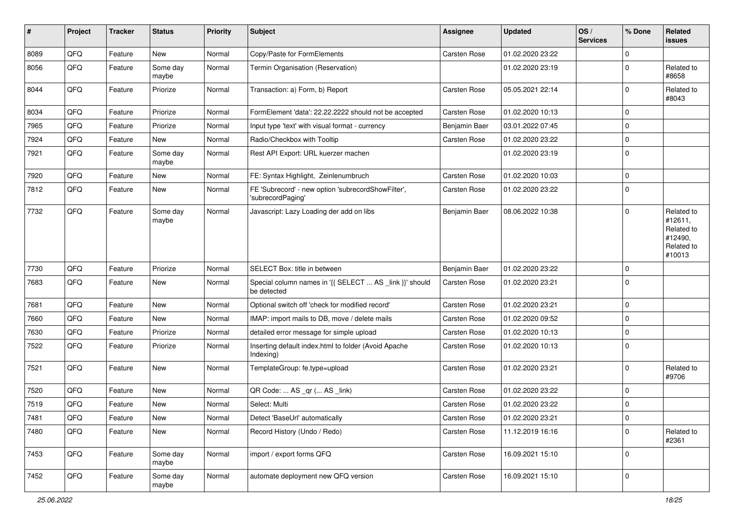| # | Project | Tracker | Status | Priority | Subject | Assignee | Updated | OS / Services | % Done | Related issues |
|---|---|---|---|---|---|---|---|---|---|---|
| 8089 | QFQ | Feature | New | Normal | Copy/Paste for FormElements | Carsten Rose | 01.02.2020 23:22 | | 0 | |
| 8056 | QFQ | Feature | Some day maybe | Normal | Termin Organisation (Reservation) | | 01.02.2020 23:19 | | 0 | Related to #8658 |
| 8044 | QFQ | Feature | Priorize | Normal | Transaction: a) Form, b) Report | Carsten Rose | 05.05.2021 22:14 | | 0 | Related to #8043 |
| 8034 | QFQ | Feature | Priorize | Normal | FormElement 'data': 22.22.2222 should not be accepted | Carsten Rose | 01.02.2020 10:13 | | 0 | |
| 7965 | QFQ | Feature | Priorize | Normal | Input type 'text' with visual format - currency | Benjamin Baer | 03.01.2022 07:45 | | 0 | |
| 7924 | QFQ | Feature | New | Normal | Radio/Checkbox with Tooltip | Carsten Rose | 01.02.2020 23:22 | | 0 | |
| 7921 | QFQ | Feature | Some day maybe | Normal | Rest API Export: URL kuerzer machen | | 01.02.2020 23:19 | | 0 | |
| 7920 | QFQ | Feature | New | Normal | FE: Syntax Highlight, Zeinlenumbruch | Carsten Rose | 01.02.2020 10:03 | | 0 | |
| 7812 | QFQ | Feature | New | Normal | FE 'Subrecord' - new option 'subrecordShowFilter', 'subrecordPaging' | Carsten Rose | 01.02.2020 23:22 | | 0 | |
| 7732 | QFQ | Feature | Some day maybe | Normal | Javascript: Lazy Loading der add on libs | Benjamin Baer | 08.06.2022 10:38 | | 0 | Related to #12611, Related to #12490, Related to #10013 |
| 7730 | QFQ | Feature | Priorize | Normal | SELECT Box: title in between | Benjamin Baer | 01.02.2020 23:22 | | 0 | |
| 7683 | QFQ | Feature | New | Normal | Special column names in '{{ SELECT ... AS _link }}' should be detected | Carsten Rose | 01.02.2020 23:21 | | 0 | |
| 7681 | QFQ | Feature | New | Normal | Optional switch off 'check for modified record' | Carsten Rose | 01.02.2020 23:21 | | 0 | |
| 7660 | QFQ | Feature | New | Normal | IMAP: import mails to DB, move / delete mails | Carsten Rose | 01.02.2020 09:52 | | 0 | |
| 7630 | QFQ | Feature | Priorize | Normal | detailed error message for simple upload | Carsten Rose | 01.02.2020 10:13 | | 0 | |
| 7522 | QFQ | Feature | Priorize | Normal | Inserting default index.html to folder (Avoid Apache Indexing) | Carsten Rose | 01.02.2020 10:13 | | 0 | |
| 7521 | QFQ | Feature | New | Normal | TemplateGroup: fe.type=upload | Carsten Rose | 01.02.2020 23:21 | | 0 | Related to #9706 |
| 7520 | QFQ | Feature | New | Normal | QR Code: ... AS _qr ( ... AS _link) | Carsten Rose | 01.02.2020 23:22 | | 0 | |
| 7519 | QFQ | Feature | New | Normal | Select: Multi | Carsten Rose | 01.02.2020 23:22 | | 0 | |
| 7481 | QFQ | Feature | New | Normal | Detect 'BaseUrl' automatically | Carsten Rose | 01.02.2020 23:21 | | 0 | |
| 7480 | QFQ | Feature | New | Normal | Record History (Undo / Redo) | Carsten Rose | 11.12.2019 16:16 | | 0 | Related to #2361 |
| 7453 | QFQ | Feature | Some day maybe | Normal | import / export forms QFQ | Carsten Rose | 16.09.2021 15:10 | | 0 | |
| 7452 | QFQ | Feature | Some day maybe | Normal | automate deployment new QFQ version | Carsten Rose | 16.09.2021 15:10 | | 0 | |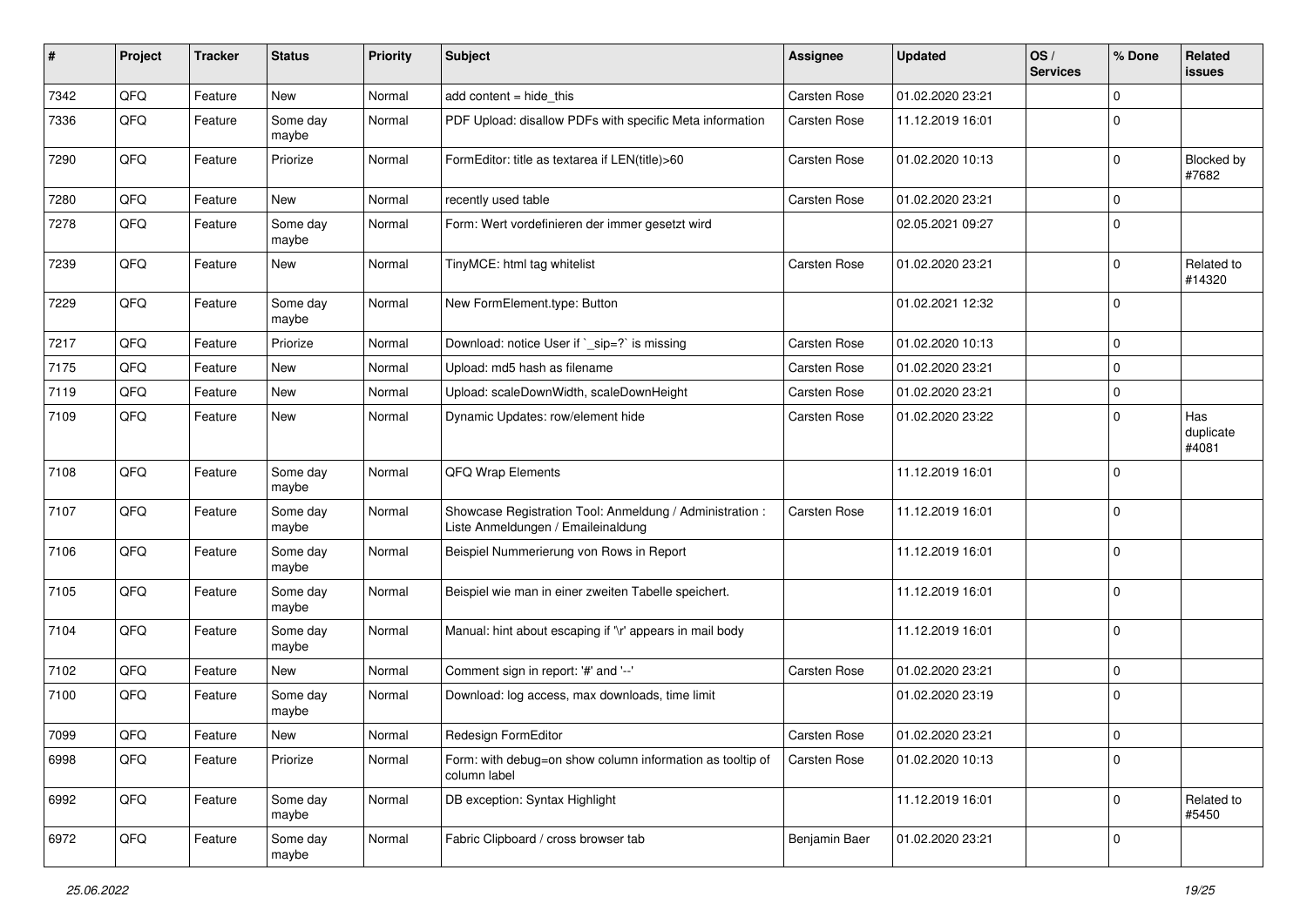| # | Project | Tracker | Status | Priority | Subject | Assignee | Updated | OS / Services | % Done | Related issues |
|---|---|---|---|---|---|---|---|---|---|---|
| 7342 | QFQ | Feature | New | Normal | add content = hide_this | Carsten Rose | 01.02.2020 23:21 | | 0 | |
| 7336 | QFQ | Feature | Some day maybe | Normal | PDF Upload: disallow PDFs with specific Meta information | Carsten Rose | 11.12.2019 16:01 | | 0 | |
| 7290 | QFQ | Feature | Priorize | Normal | FormEditor: title as textarea if LEN(title)>60 | Carsten Rose | 01.02.2020 10:13 | | 0 | Blocked by #7682 |
| 7280 | QFQ | Feature | New | Normal | recently used table | Carsten Rose | 01.02.2020 23:21 | | 0 | |
| 7278 | QFQ | Feature | Some day maybe | Normal | Form: Wert vordefinieren der immer gesetzt wird | | 02.05.2021 09:27 | | 0 | |
| 7239 | QFQ | Feature | New | Normal | TinyMCE: html tag whitelist | Carsten Rose | 01.02.2020 23:21 | | 0 | Related to #14320 |
| 7229 | QFQ | Feature | Some day maybe | Normal | New FormElement.type: Button | | 01.02.2021 12:32 | | 0 | |
| 7217 | QFQ | Feature | Priorize | Normal | Download: notice User if `_sip=?` is missing | Carsten Rose | 01.02.2020 10:13 | | 0 | |
| 7175 | QFQ | Feature | New | Normal | Upload: md5 hash as filename | Carsten Rose | 01.02.2020 23:21 | | 0 | |
| 7119 | QFQ | Feature | New | Normal | Upload: scaleDownWidth, scaleDownHeight | Carsten Rose | 01.02.2020 23:21 | | 0 | |
| 7109 | QFQ | Feature | New | Normal | Dynamic Updates: row/element hide | Carsten Rose | 01.02.2020 23:22 | | 0 | Has duplicate #4081 |
| 7108 | QFQ | Feature | Some day maybe | Normal | QFQ Wrap Elements | | 11.12.2019 16:01 | | 0 | |
| 7107 | QFQ | Feature | Some day maybe | Normal | Showcase Registration Tool: Anmeldung / Administration : Liste Anmeldungen / Emaileinaldung | Carsten Rose | 11.12.2019 16:01 | | 0 | |
| 7106 | QFQ | Feature | Some day maybe | Normal | Beispiel Nummerierung von Rows in Report | | 11.12.2019 16:01 | | 0 | |
| 7105 | QFQ | Feature | Some day maybe | Normal | Beispiel wie man in einer zweiten Tabelle speichert. | | 11.12.2019 16:01 | | 0 | |
| 7104 | QFQ | Feature | Some day maybe | Normal | Manual: hint about escaping if '\r' appears in mail body | | 11.12.2019 16:01 | | 0 | |
| 7102 | QFQ | Feature | New | Normal | Comment sign in report: '#' and '--' | Carsten Rose | 01.02.2020 23:21 | | 0 | |
| 7100 | QFQ | Feature | Some day maybe | Normal | Download: log access, max downloads, time limit | | 01.02.2020 23:19 | | 0 | |
| 7099 | QFQ | Feature | New | Normal | Redesign FormEditor | Carsten Rose | 01.02.2020 23:21 | | 0 | |
| 6998 | QFQ | Feature | Priorize | Normal | Form: with debug=on show column information as tooltip of column label | Carsten Rose | 01.02.2020 10:13 | | 0 | |
| 6992 | QFQ | Feature | Some day maybe | Normal | DB exception: Syntax Highlight | | 11.12.2019 16:01 | | 0 | Related to #5450 |
| 6972 | QFQ | Feature | Some day maybe | Normal | Fabric Clipboard / cross browser tab | Benjamin Baer | 01.02.2020 23:21 | | 0 | |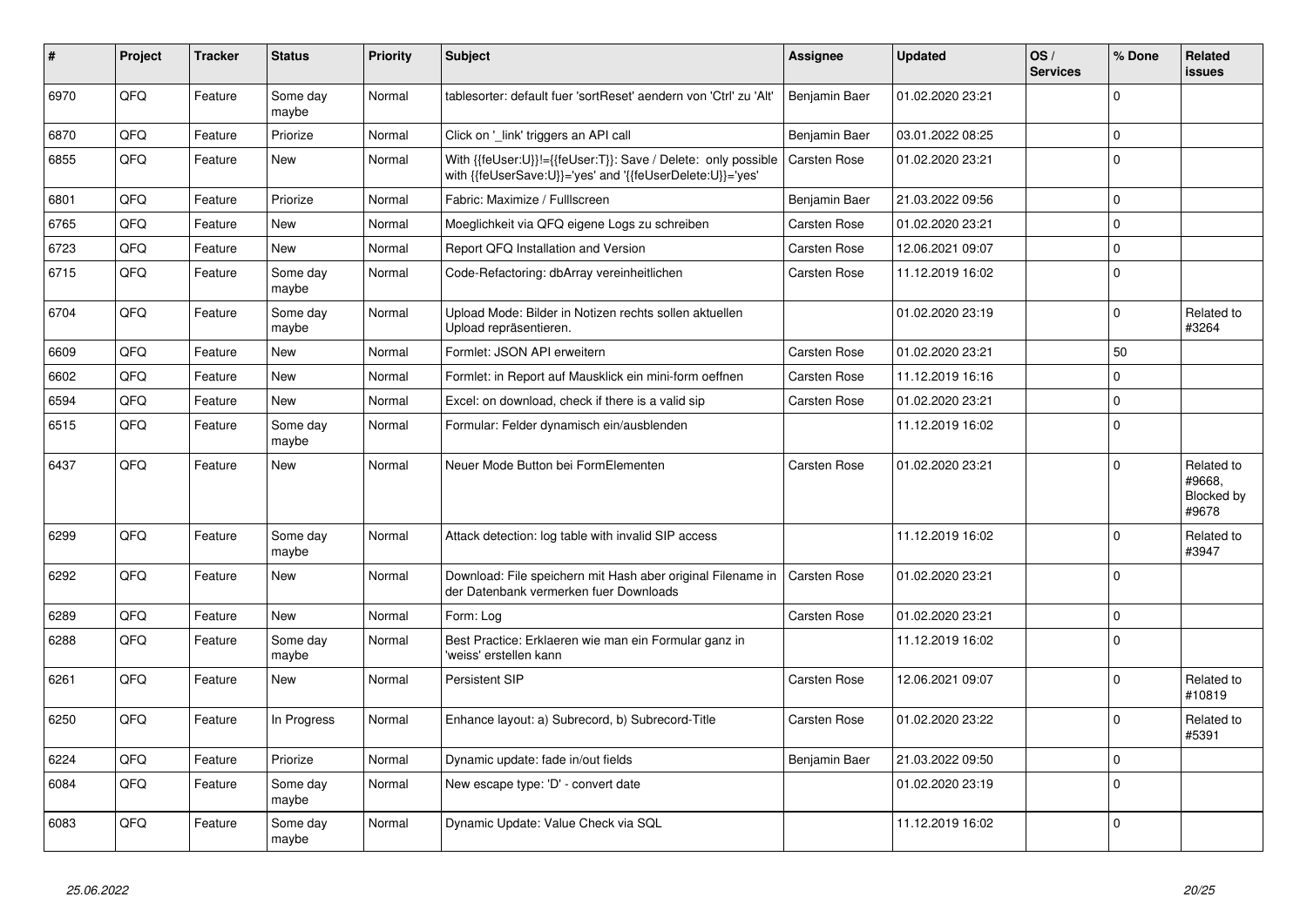| # | Project | Tracker | Status | Priority | Subject | Assignee | Updated | OS / Services | % Done | Related issues |
|---|---|---|---|---|---|---|---|---|---|---|
| 6970 | QFQ | Feature | Some day maybe | Normal | tablesorter: default fuer 'sortReset' aendern von 'Ctrl' zu 'Alt' | Benjamin Baer | 01.02.2020 23:21 | | 0 | |
| 6870 | QFQ | Feature | Priorize | Normal | Click on '_link' triggers an API call | Benjamin Baer | 03.01.2022 08:25 | | 0 | |
| 6855 | QFQ | Feature | New | Normal | With {{feUser:U}}!={{feUser:T}}: Save / Delete: only possible with {{feUserSave:U}}='yes' and '{{feUserDelete:U}}='yes' | Carsten Rose | 01.02.2020 23:21 | | 0 | |
| 6801 | QFQ | Feature | Priorize | Normal | Fabric: Maximize / Fulllscreen | Benjamin Baer | 21.03.2022 09:56 | | 0 | |
| 6765 | QFQ | Feature | New | Normal | Moeglichkeit via QFQ eigene Logs zu schreiben | Carsten Rose | 01.02.2020 23:21 | | 0 | |
| 6723 | QFQ | Feature | New | Normal | Report QFQ Installation and Version | Carsten Rose | 12.06.2021 09:07 | | 0 | |
| 6715 | QFQ | Feature | Some day maybe | Normal | Code-Refactoring: dbArray vereinheitlichen | Carsten Rose | 11.12.2019 16:02 | | 0 | |
| 6704 | QFQ | Feature | Some day maybe | Normal | Upload Mode: Bilder in Notizen rechts sollen aktuellen Upload repräsentieren. | | 01.02.2020 23:19 | | 0 | Related to #3264 |
| 6609 | QFQ | Feature | New | Normal | Formlet: JSON API erweitern | Carsten Rose | 01.02.2020 23:21 | | 50 | |
| 6602 | QFQ | Feature | New | Normal | Formlet: in Report auf Mausklick ein mini-form oeffnen | Carsten Rose | 11.12.2019 16:16 | | 0 | |
| 6594 | QFQ | Feature | New | Normal | Excel: on download, check if there is a valid sip | Carsten Rose | 01.02.2020 23:21 | | 0 | |
| 6515 | QFQ | Feature | Some day maybe | Normal | Formular: Felder dynamisch ein/ausblenden | | 11.12.2019 16:02 | | 0 | |
| 6437 | QFQ | Feature | New | Normal | Neuer Mode Button bei FormElementen | Carsten Rose | 01.02.2020 23:21 | | 0 | Related to #9668, Blocked by #9678 |
| 6299 | QFQ | Feature | Some day maybe | Normal | Attack detection: log table with invalid SIP access | | 11.12.2019 16:02 | | 0 | Related to #3947 |
| 6292 | QFQ | Feature | New | Normal | Download: File speichern mit Hash aber original Filename in der Datenbank vermerken fuer Downloads | Carsten Rose | 01.02.2020 23:21 | | 0 | |
| 6289 | QFQ | Feature | New | Normal | Form: Log | Carsten Rose | 01.02.2020 23:21 | | 0 | |
| 6288 | QFQ | Feature | Some day maybe | Normal | Best Practice: Erklaeren wie man ein Formular ganz in 'weiss' erstellen kann | | 11.12.2019 16:02 | | 0 | |
| 6261 | QFQ | Feature | New | Normal | Persistent SIP | Carsten Rose | 12.06.2021 09:07 | | 0 | Related to #10819 |
| 6250 | QFQ | Feature | In Progress | Normal | Enhance layout: a) Subrecord, b) Subrecord-Title | Carsten Rose | 01.02.2020 23:22 | | 0 | Related to #5391 |
| 6224 | QFQ | Feature | Priorize | Normal | Dynamic update: fade in/out fields | Benjamin Baer | 21.03.2022 09:50 | | 0 | |
| 6084 | QFQ | Feature | Some day maybe | Normal | New escape type: 'D' - convert date | | 01.02.2020 23:19 | | 0 | |
| 6083 | QFQ | Feature | Some day maybe | Normal | Dynamic Update: Value Check via SQL | | 11.12.2019 16:02 | | 0 | |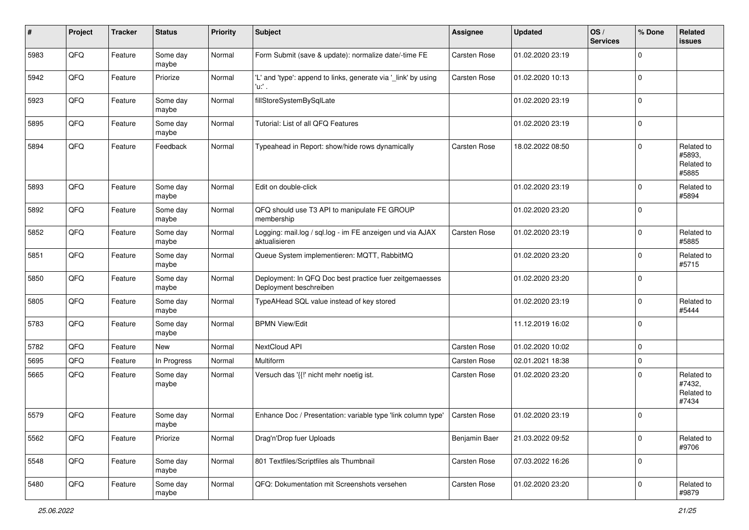| # | Project | Tracker | Status | Priority | Subject | Assignee | Updated | OS / Services | % Done | Related issues |
|---|---|---|---|---|---|---|---|---|---|---|
| 5983 | QFQ | Feature | Some day maybe | Normal | Form Submit (save & update): normalize date/-time FE | Carsten Rose | 01.02.2020 23:19 | | 0 | |
| 5942 | QFQ | Feature | Priorize | Normal | 'L' and 'type': append to links, generate via '_link' by using 'u:' . | Carsten Rose | 01.02.2020 10:13 | | 0 | |
| 5923 | QFQ | Feature | Some day maybe | Normal | fillStoreSystemBySqlLate | | 01.02.2020 23:19 | | 0 | |
| 5895 | QFQ | Feature | Some day maybe | Normal | Tutorial: List of all QFQ Features | | 01.02.2020 23:19 | | 0 | |
| 5894 | QFQ | Feature | Feedback | Normal | Typeahead in Report: show/hide rows dynamically | Carsten Rose | 18.02.2022 08:50 | | 0 | Related to #5893, Related to #5885 |
| 5893 | QFQ | Feature | Some day maybe | Normal | Edit on double-click | | 01.02.2020 23:19 | | 0 | Related to #5894 |
| 5892 | QFQ | Feature | Some day maybe | Normal | QFQ should use T3 API to manipulate FE GROUP membership | | 01.02.2020 23:20 | | 0 | |
| 5852 | QFQ | Feature | Some day maybe | Normal | Logging: mail.log / sql.log - im FE anzeigen und via AJAX aktualisieren | Carsten Rose | 01.02.2020 23:19 | | 0 | Related to #5885 |
| 5851 | QFQ | Feature | Some day maybe | Normal | Queue System implementieren: MQTT, RabbitMQ | | 01.02.2020 23:20 | | 0 | Related to #5715 |
| 5850 | QFQ | Feature | Some day maybe | Normal | Deployment: In QFQ Doc best practice fuer zeitgemaesses Deployment beschreiben | | 01.02.2020 23:20 | | 0 | |
| 5805 | QFQ | Feature | Some day maybe | Normal | TypeAHead SQL value instead of key stored | | 01.02.2020 23:19 | | 0 | Related to #5444 |
| 5783 | QFQ | Feature | Some day maybe | Normal | BPMN View/Edit | | 11.12.2019 16:02 | | 0 | |
| 5782 | QFQ | Feature | New | Normal | NextCloud API | Carsten Rose | 01.02.2020 10:02 | | 0 | |
| 5695 | QFQ | Feature | In Progress | Normal | Multiform | Carsten Rose | 02.01.2021 18:38 | | 0 | |
| 5665 | QFQ | Feature | Some day maybe | Normal | Versuch das '{{!' nicht mehr noetig ist. | Carsten Rose | 01.02.2020 23:20 | | 0 | Related to #7432, Related to #7434 |
| 5579 | QFQ | Feature | Some day maybe | Normal | Enhance Doc / Presentation: variable type 'link column type' | Carsten Rose | 01.02.2020 23:19 | | 0 | |
| 5562 | QFQ | Feature | Priorize | Normal | Drag'n'Drop fuer Uploads | Benjamin Baer | 21.03.2022 09:52 | | 0 | Related to #9706 |
| 5548 | QFQ | Feature | Some day maybe | Normal | 801 Textfiles/Scriptfiles als Thumbnail | Carsten Rose | 07.03.2022 16:26 | | 0 | |
| 5480 | QFQ | Feature | Some day maybe | Normal | QFQ: Dokumentation mit Screenshots versehen | Carsten Rose | 01.02.2020 23:20 | | 0 | Related to #9879 |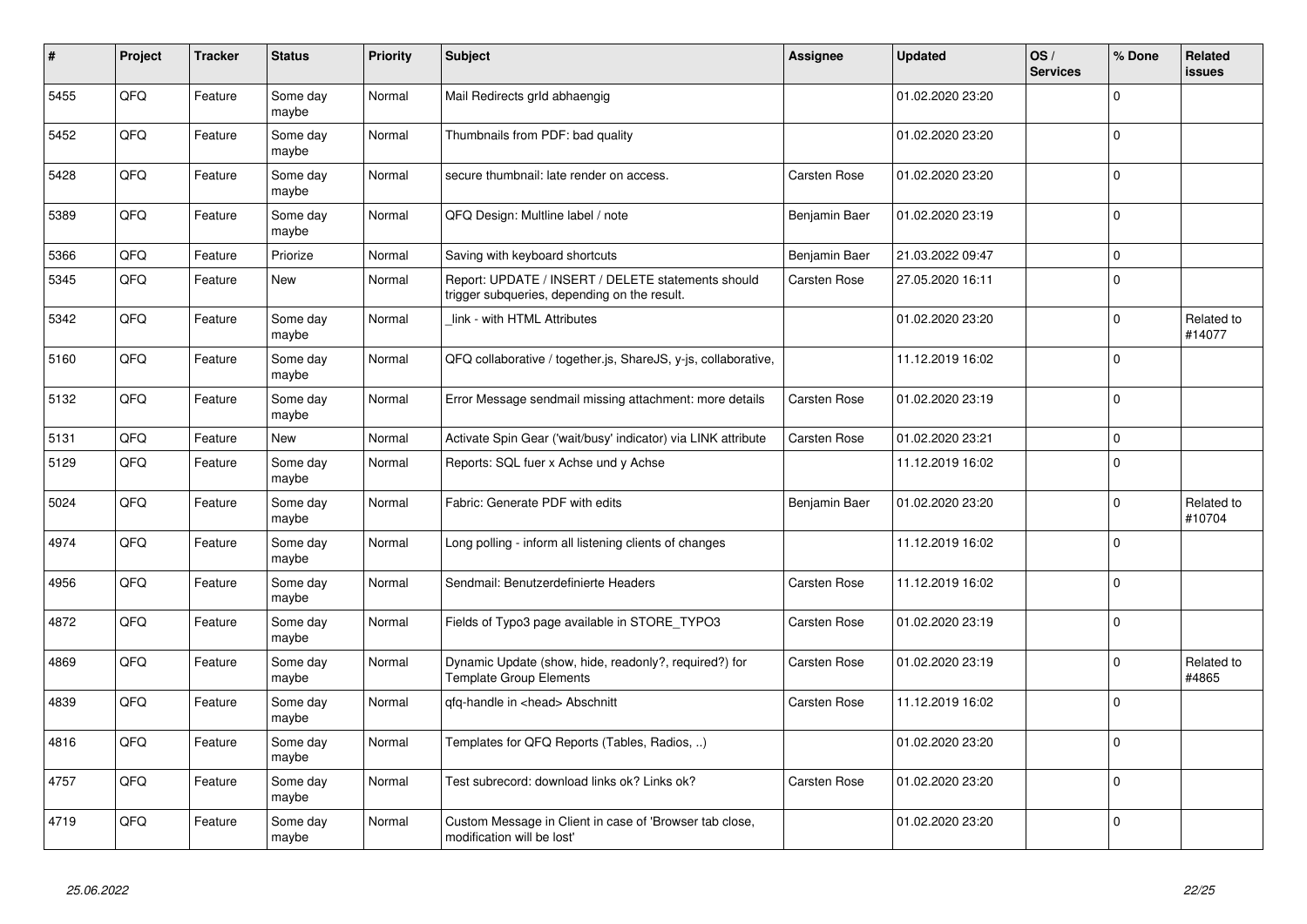| # | Project | Tracker | Status | Priority | Subject | Assignee | Updated | OS / Services | % Done | Related issues |
|---|---|---|---|---|---|---|---|---|---|---|
| 5455 | QFQ | Feature | Some day maybe | Normal | Mail Redirects grld abhaengig | | 01.02.2020 23:20 | | 0 | |
| 5452 | QFQ | Feature | Some day maybe | Normal | Thumbnails from PDF: bad quality | | 01.02.2020 23:20 | | 0 | |
| 5428 | QFQ | Feature | Some day maybe | Normal | secure thumbnail: late render on access. | Carsten Rose | 01.02.2020 23:20 | | 0 | |
| 5389 | QFQ | Feature | Some day maybe | Normal | QFQ Design: Multline label / note | Benjamin Baer | 01.02.2020 23:19 | | 0 | |
| 5366 | QFQ | Feature | Priorize | Normal | Saving with keyboard shortcuts | Benjamin Baer | 21.03.2022 09:47 | | 0 | |
| 5345 | QFQ | Feature | New | Normal | Report: UPDATE / INSERT / DELETE statements should trigger subqueries, depending on the result. | Carsten Rose | 27.05.2020 16:11 | | 0 | |
| 5342 | QFQ | Feature | Some day maybe | Normal | _link - with HTML Attributes | | 01.02.2020 23:20 | | 0 | Related to #14077 |
| 5160 | QFQ | Feature | Some day maybe | Normal | QFQ collaborative / together.js, ShareJS, y-js, collaborative, | | 11.12.2019 16:02 | | 0 | |
| 5132 | QFQ | Feature | Some day maybe | Normal | Error Message sendmail missing attachment: more details | Carsten Rose | 01.02.2020 23:19 | | 0 | |
| 5131 | QFQ | Feature | New | Normal | Activate Spin Gear ('wait/busy' indicator) via LINK attribute | Carsten Rose | 01.02.2020 23:21 | | 0 | |
| 5129 | QFQ | Feature | Some day maybe | Normal | Reports: SQL fuer x Achse und y Achse | | 11.12.2019 16:02 | | 0 | |
| 5024 | QFQ | Feature | Some day maybe | Normal | Fabric: Generate PDF with edits | Benjamin Baer | 01.02.2020 23:20 | | 0 | Related to #10704 |
| 4974 | QFQ | Feature | Some day maybe | Normal | Long polling - inform all listening clients of changes | | 11.12.2019 16:02 | | 0 | |
| 4956 | QFQ | Feature | Some day maybe | Normal | Sendmail: Benutzerdefinierte Headers | Carsten Rose | 11.12.2019 16:02 | | 0 | |
| 4872 | QFQ | Feature | Some day maybe | Normal | Fields of Typo3 page available in STORE_TYPO3 | Carsten Rose | 01.02.2020 23:19 | | 0 | |
| 4869 | QFQ | Feature | Some day maybe | Normal | Dynamic Update (show, hide, readonly?, required?) for Template Group Elements | Carsten Rose | 01.02.2020 23:19 | | 0 | Related to #4865 |
| 4839 | QFQ | Feature | Some day maybe | Normal | qfq-handle in <head> Abschnitt | Carsten Rose | 11.12.2019 16:02 | | 0 | |
| 4816 | QFQ | Feature | Some day maybe | Normal | Templates for QFQ Reports (Tables, Radios, ..) | | 01.02.2020 23:20 | | 0 | |
| 4757 | QFQ | Feature | Some day maybe | Normal | Test subrecord: download links ok? Links ok? | Carsten Rose | 01.02.2020 23:20 | | 0 | |
| 4719 | QFQ | Feature | Some day maybe | Normal | Custom Message in Client in case of 'Browser tab close, modification will be lost' | | 01.02.2020 23:20 | | 0 | |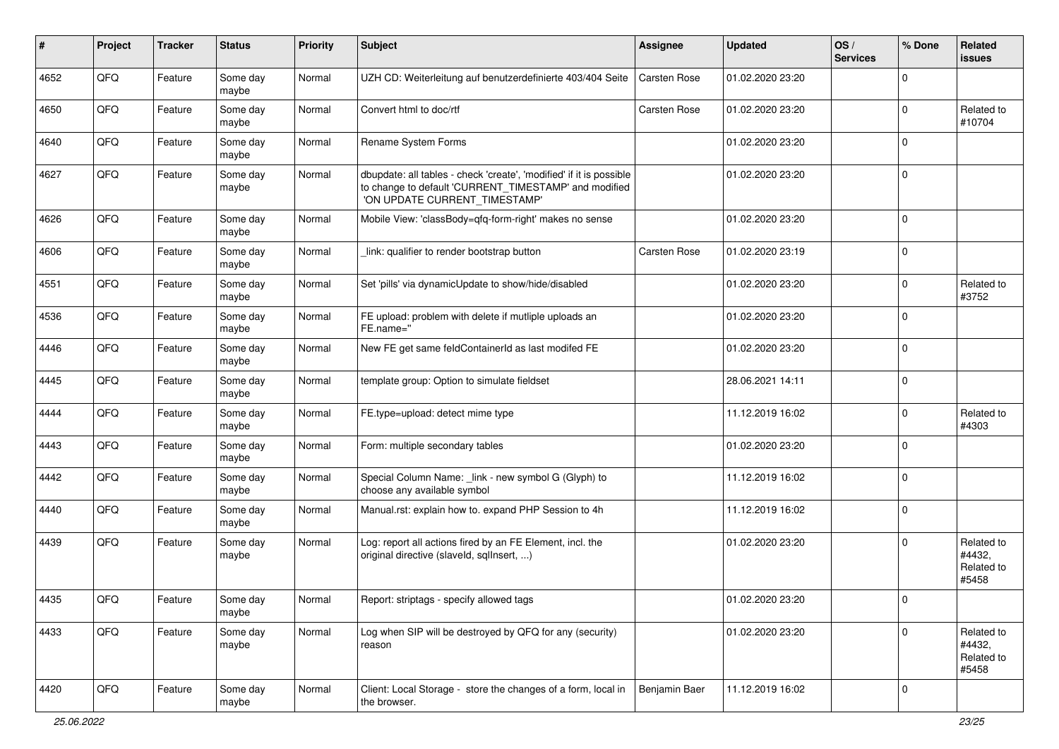| # | Project | Tracker | Status | Priority | Subject | Assignee | Updated | OS / Services | % Done | Related issues |
|---|---|---|---|---|---|---|---|---|---|---|
| 4652 | QFQ | Feature | Some day maybe | Normal | UZH CD: Weiterleitung auf benutzerdefinierte 403/404 Seite | Carsten Rose | 01.02.2020 23:20 | | 0 | |
| 4650 | QFQ | Feature | Some day maybe | Normal | Convert html to doc/rtf | Carsten Rose | 01.02.2020 23:20 | | 0 | Related to #10704 |
| 4640 | QFQ | Feature | Some day maybe | Normal | Rename System Forms | | 01.02.2020 23:20 | | 0 | |
| 4627 | QFQ | Feature | Some day maybe | Normal | dbupdate: all tables - check 'create', 'modified' if it is possible to change to default 'CURRENT_TIMESTAMP' and modified 'ON UPDATE CURRENT_TIMESTAMP' | | 01.02.2020 23:20 | | 0 | |
| 4626 | QFQ | Feature | Some day maybe | Normal | Mobile View: 'classBody=qfq-form-right' makes no sense | | 01.02.2020 23:20 | | 0 | |
| 4606 | QFQ | Feature | Some day maybe | Normal | _link: qualifier to render bootstrap button | Carsten Rose | 01.02.2020 23:19 | | 0 | |
| 4551 | QFQ | Feature | Some day maybe | Normal | Set 'pills' via dynamicUpdate to show/hide/disabled | | 01.02.2020 23:20 | | 0 | Related to #3752 |
| 4536 | QFQ | Feature | Some day maybe | Normal | FE upload: problem with delete if mutliple uploads an FE.name=" | | 01.02.2020 23:20 | | 0 | |
| 4446 | QFQ | Feature | Some day maybe | Normal | New FE get same feldContainerId as last modifed FE | | 01.02.2020 23:20 | | 0 | |
| 4445 | QFQ | Feature | Some day maybe | Normal | template group: Option to simulate fieldset | | 28.06.2021 14:11 | | 0 | |
| 4444 | QFQ | Feature | Some day maybe | Normal | FE.type=upload: detect mime type | | 11.12.2019 16:02 | | 0 | Related to #4303 |
| 4443 | QFQ | Feature | Some day maybe | Normal | Form: multiple secondary tables | | 01.02.2020 23:20 | | 0 | |
| 4442 | QFQ | Feature | Some day maybe | Normal | Special Column Name: _link - new symbol G (Glyph) to choose any available symbol | | 11.12.2019 16:02 | | 0 | |
| 4440 | QFQ | Feature | Some day maybe | Normal | Manual.rst: explain how to. expand PHP Session to 4h | | 11.12.2019 16:02 | | 0 | |
| 4439 | QFQ | Feature | Some day maybe | Normal | Log: report all actions fired by an FE Element, incl. the original directive (slaveId, sqlInsert, ...) | | 01.02.2020 23:20 | | 0 | Related to #4432, Related to #5458 |
| 4435 | QFQ | Feature | Some day maybe | Normal | Report: striptags - specify allowed tags | | 01.02.2020 23:20 | | 0 | |
| 4433 | QFQ | Feature | Some day maybe | Normal | Log when SIP will be destroyed by QFQ for any (security) reason | | 01.02.2020 23:20 | | 0 | Related to #4432, Related to #5458 |
| 4420 | QFQ | Feature | Some day maybe | Normal | Client: Local Storage - store the changes of a form, local in the browser. | Benjamin Baer | 11.12.2019 16:02 | | 0 | |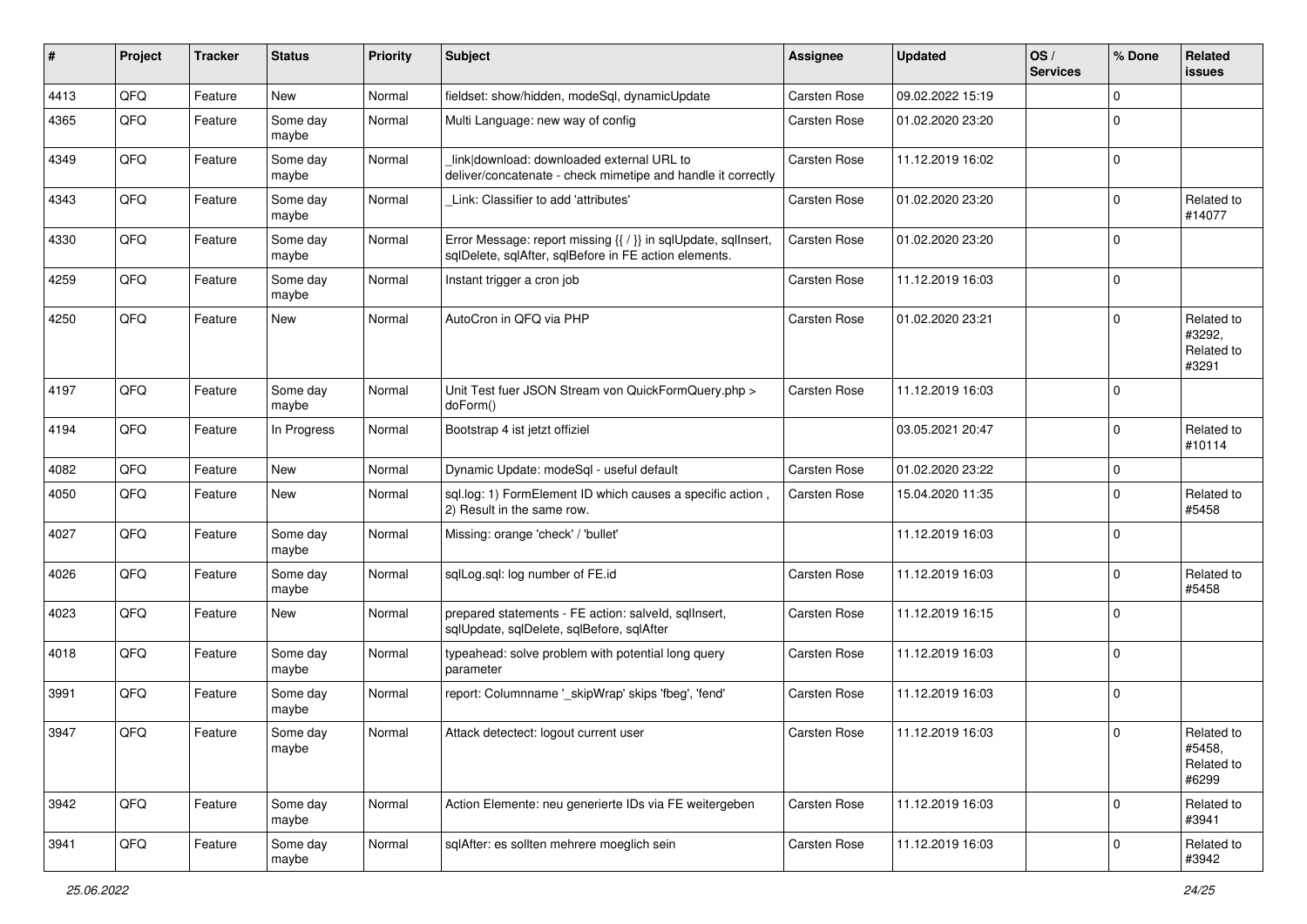| # | Project | Tracker | Status | Priority | Subject | Assignee | Updated | OS / Services | % Done | Related issues |
|---|---|---|---|---|---|---|---|---|---|---|
| 4413 | QFQ | Feature | New | Normal | fieldset: show/hidden, modeSql, dynamicUpdate | Carsten Rose | 09.02.2022 15:19 | | 0 | |
| 4365 | QFQ | Feature | Some day maybe | Normal | Multi Language: new way of config | Carsten Rose | 01.02.2020 23:20 | | 0 | |
| 4349 | QFQ | Feature | Some day maybe | Normal | _link\|download: downloaded external URL to deliver/concatenate - check mimetipe and handle it correctly | Carsten Rose | 11.12.2019 16:02 | | 0 | |
| 4343 | QFQ | Feature | Some day maybe | Normal | _Link: Classifier to add 'attributes' | Carsten Rose | 01.02.2020 23:20 | | 0 | Related to #14077 |
| 4330 | QFQ | Feature | Some day maybe | Normal | Error Message: report missing {{ / }} in sqlUpdate, sqlInsert, sqlDelete, sqlAfter, sqlBefore in FE action elements. | Carsten Rose | 01.02.2020 23:20 | | 0 | |
| 4259 | QFQ | Feature | Some day maybe | Normal | Instant trigger a cron job | Carsten Rose | 11.12.2019 16:03 | | 0 | |
| 4250 | QFQ | Feature | New | Normal | AutoCron in QFQ via PHP | Carsten Rose | 01.02.2020 23:21 | | 0 | Related to #3292, Related to #3291 |
| 4197 | QFQ | Feature | Some day maybe | Normal | Unit Test fuer JSON Stream von QuickFormQuery.php > doForm() | Carsten Rose | 11.12.2019 16:03 | | 0 | |
| 4194 | QFQ | Feature | In Progress | Normal | Bootstrap 4 ist jetzt offiziel | | 03.05.2021 20:47 | | 0 | Related to #10114 |
| 4082 | QFQ | Feature | New | Normal | Dynamic Update: modeSql - useful default | Carsten Rose | 01.02.2020 23:22 | | 0 | |
| 4050 | QFQ | Feature | New | Normal | sql.log: 1) FormElement ID which causes a specific action , 2) Result in the same row. | Carsten Rose | 15.04.2020 11:35 | | 0 | Related to #5458 |
| 4027 | QFQ | Feature | Some day maybe | Normal | Missing: orange 'check' / 'bullet' | | 11.12.2019 16:03 | | 0 | |
| 4026 | QFQ | Feature | Some day maybe | Normal | sqlLog.sql: log number of FE.id | Carsten Rose | 11.12.2019 16:03 | | 0 | Related to #5458 |
| 4023 | QFQ | Feature | New | Normal | prepared statements - FE action: salveId, sqlInsert, sqlUpdate, sqlDelete, sqlBefore, sqlAfter | Carsten Rose | 11.12.2019 16:15 | | 0 | |
| 4018 | QFQ | Feature | Some day maybe | Normal | typeahead: solve problem with potential long query parameter | Carsten Rose | 11.12.2019 16:03 | | 0 | |
| 3991 | QFQ | Feature | Some day maybe | Normal | report: Columnname '_skipWrap' skips 'fbeg', 'fend' | Carsten Rose | 11.12.2019 16:03 | | 0 | |
| 3947 | QFQ | Feature | Some day maybe | Normal | Attack detectect: logout current user | Carsten Rose | 11.12.2019 16:03 | | 0 | Related to #5458, Related to #6299 |
| 3942 | QFQ | Feature | Some day maybe | Normal | Action Elemente: neu generierte IDs via FE weitergeben | Carsten Rose | 11.12.2019 16:03 | | 0 | Related to #3941 |
| 3941 | QFQ | Feature | Some day maybe | Normal | sqlAfter: es sollten mehrere moeglich sein | Carsten Rose | 11.12.2019 16:03 | | 0 | Related to #3942 |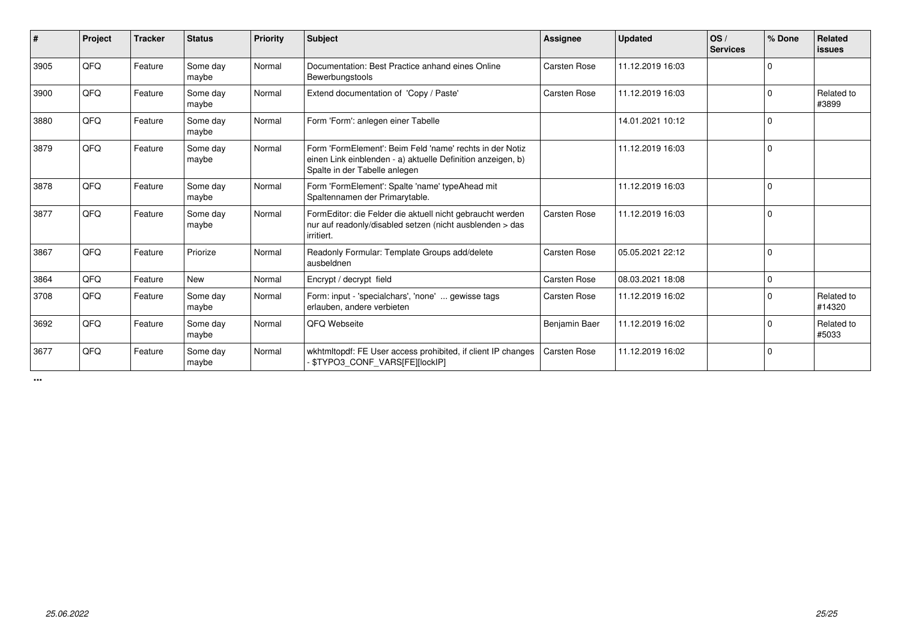| # | Project | Tracker | Status | Priority | Subject | Assignee | Updated | OS / Services | % Done | Related issues |
|---|---|---|---|---|---|---|---|---|---|---|
| 3905 | QFQ | Feature | Some day maybe | Normal | Documentation: Best Practice anhand eines Online Bewerbungstools | Carsten Rose | 11.12.2019 16:03 | | 0 | |
| 3900 | QFQ | Feature | Some day maybe | Normal | Extend documentation of 'Copy / Paste' | Carsten Rose | 11.12.2019 16:03 | | 0 | Related to #3899 |
| 3880 | QFQ | Feature | Some day maybe | Normal | Form 'Form': anlegen einer Tabelle | | 14.01.2021 10:12 | | 0 | |
| 3879 | QFQ | Feature | Some day maybe | Normal | Form 'FormElement': Beim Feld 'name' rechts in der Notiz einen Link einblenden - a) aktuelle Definition anzeigen, b) Spalte in der Tabelle anlegen | | 11.12.2019 16:03 | | 0 | |
| 3878 | QFQ | Feature | Some day maybe | Normal | Form 'FormElement': Spalte 'name' typeAhead mit Spaltennamen der Primarytable. | | 11.12.2019 16:03 | | 0 | |
| 3877 | QFQ | Feature | Some day maybe | Normal | FormEditor: die Felder die aktuell nicht gebraucht werden nur auf readonly/disabled setzen (nicht ausblenden > das irritiert. | Carsten Rose | 11.12.2019 16:03 | | 0 | |
| 3867 | QFQ | Feature | Priorize | Normal | Readonly Formular: Template Groups add/delete ausbeldnen | Carsten Rose | 05.05.2021 22:12 | | 0 | |
| 3864 | QFQ | Feature | New | Normal | Encrypt / decrypt field | Carsten Rose | 08.03.2021 18:08 | | 0 | |
| 3708 | QFQ | Feature | Some day maybe | Normal | Form: input - 'specialchars', 'none' ... gewisse tags erlauben, andere verbieten | Carsten Rose | 11.12.2019 16:02 | | 0 | Related to #14320 |
| 3692 | QFQ | Feature | Some day maybe | Normal | QFQ Webseite | Benjamin Baer | 11.12.2019 16:02 | | 0 | Related to #5033 |
| 3677 | QFQ | Feature | Some day maybe | Normal | wkhtmltopdf: FE User access prohibited, if client IP changes - $TYPO3_CONF_VARS[FE][lockIP] | Carsten Rose | 11.12.2019 16:02 | | 0 | |

**...**